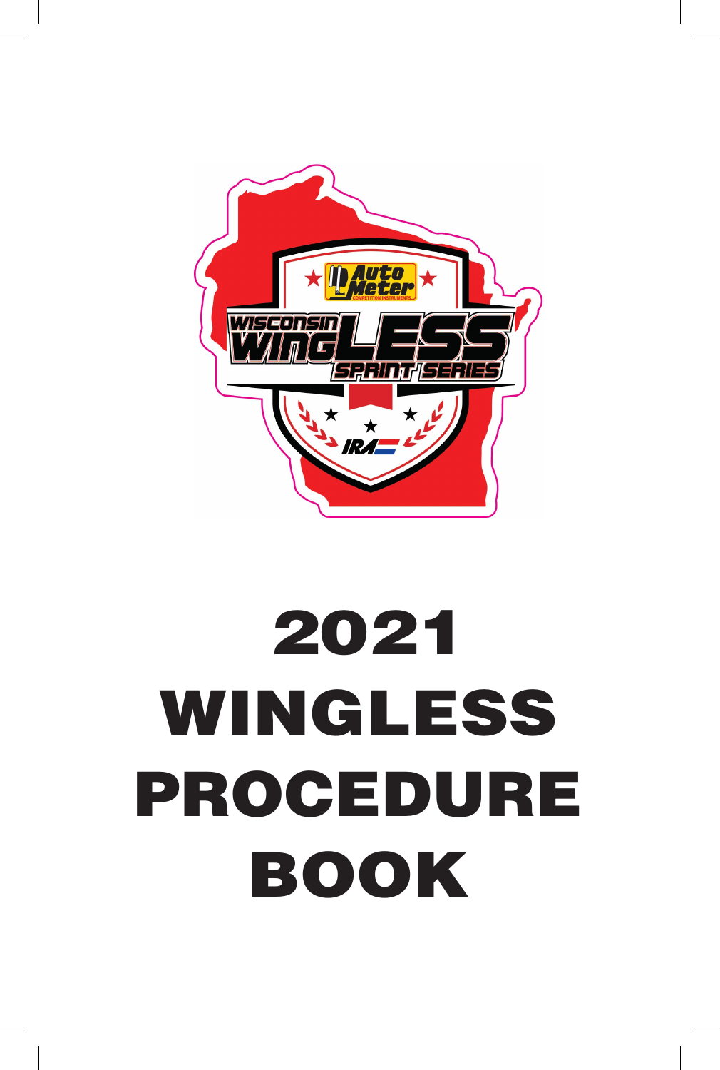# 2021 WINGLESS PROCEDURE BOOK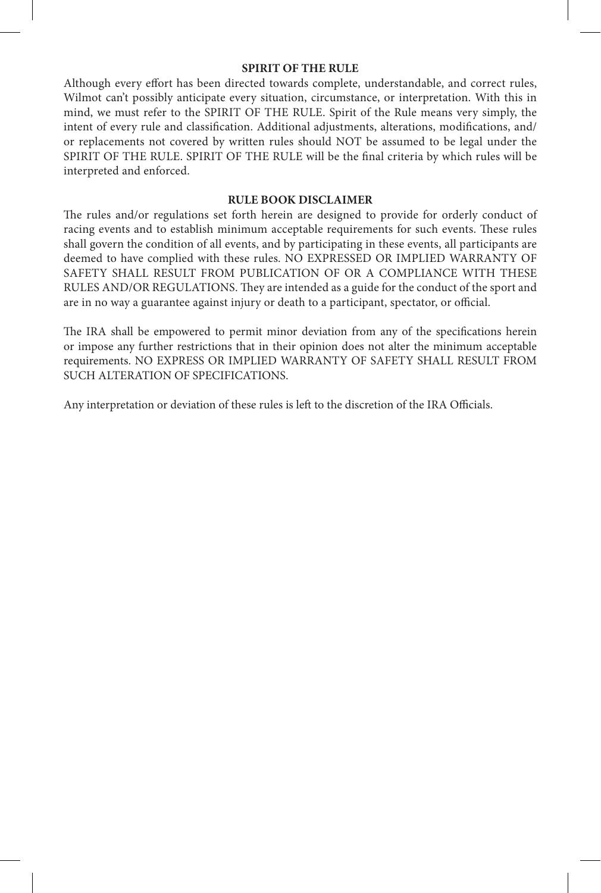## SPIRIT OF THE RULE

Although every effort has been directed towards complete, understandable, and correct rules, Wilmot can't possibly anticipate every situation, circumstance, or interpretation. With this in mind, we must refer to the SPIRIT OF THE RULE. Spirit of the Rule means very simply, the intent of every rule and classification. Additional adjustments, alterations, modifications, and/or replacements not covered by written rules should NOT be assumed to be legal under the SPIRIT OF THE RULE. SPIRIT OF THE RULE will be the final criteria by which rules will be interpreted and enforced.

## RULE BOOK DISCLAIMER

The rules and/or regulations set forth herein are designed to provide for orderly conduct of racing events and to establish minimum acceptable requirements for such events. These rules shall govern the condition of all events, and by participating in these events, all participants are deemed to have complied with these rules. NO EXPRESSED OR IMPLIED WARRANTY OF SAFETY SHALL RESULT FROM PUBLICATION OF OR A COMPLIANCE WITH THESE RULES AND/OR REGULATIONS. They are intended as a guide for the conduct of the sport and are in no way a guarantee against injury or death to a participant, spectator, or official.

The IRA shall be empowered to permit minor deviation from any of the specifications herein or impose any further restrictions that in their opinion does not alter the minimum acceptable requirements. NO EXPRESS OR IMPLIED WARRANTY OF SAFETY SHALL RESULT FROM SUCH ALTERATION OF SPECIFICATIONS.

Any interpretation or deviation of these rules is left to the discretion of the IRA Officials.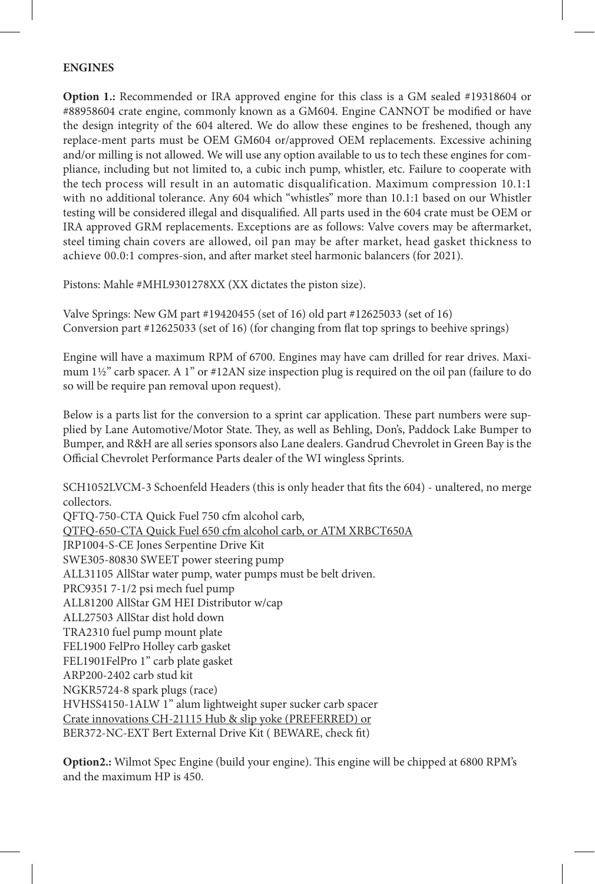**ENGINES**

**Option 1.:** Recommended or IRA approved engine for this class is a GM sealed #19318604 or #88958604 crate engine, commonly known as a GM604. Engine CANNOT be modified or have the design integrity of the 604 altered. We do allow these engines to be freshened, though any replace-ment parts must be OEM GM604 or/approved OEM replacements. Excessive achining and/or milling is not allowed. We will use any option available to us to tech these engines for com-pliance, including but not limited to, a cubic inch pump, whistler, etc. Failure to cooperate with the tech process will result in an automatic disqualification. Maximum compression 10.1:1 with no additional tolerance. Any 604 which "whistles" more than 10.1:1 based on our Whistler testing will be considered illegal and disqualified. All parts used in the 604 crate must be OEM or IRA approved GRM replacements. Exceptions are as follows: Valve covers may be aftermarket, steel timing chain covers are allowed, oil pan may be after market, head gasket thickness to achieve 00.0:1 compres-sion, and after market steel harmonic balancers (for 2021).

Pistons: Mahle #MHL9301278XX (XX dictates the piston size).

Valve Springs: New GM part #19420455 (set of 16) old part #12625033 (set of 16)
Conversion part #12625033 (set of 16) (for changing from flat top springs to beehive springs)

Engine will have a maximum RPM of 6700. Engines may have cam drilled for rear drives. Maxi-mum 1½" carb spacer. A 1" or #12AN size inspection plug is required on the oil pan (failure to do so will be require pan removal upon request).

Below is a parts list for the conversion to a sprint car application. These part numbers were sup-plied by Lane Automotive/Motor State. They, as well as Behling, Don's, Paddock Lake Bumper to Bumper, and R&H are all series sponsors also Lane dealers. Gandrud Chevrolet in Green Bay is the Official Chevrolet Performance Parts dealer of the WI wingless Sprints.

SCH1052LVCM-3 Schoenfeld Headers (this is only header that fits the 604) - unaltered, no merge collectors.
QFTQ-750-CTA Quick Fuel 750 cfm alcohol carb,
<u>QTFQ-650-CTA Quick Fuel 650 cfm alcohol carb, or ATM XRBCT650A</u>
JRP1004-S-CE Jones Serpentine Drive Kit
SWE305-80830 SWEET power steering pump
ALL31105 AllStar water pump, water pumps must be belt driven.
PRC9351 7-1/2 psi mech fuel pump
ALL81200 AllStar GM HEI Distributor w/cap
ALL27503 AllStar dist hold down
TRA2310 fuel pump mount plate
FEL1900 FelPro Holley carb gasket
FEL1901FelPro 1" carb plate gasket
ARP200-2402 carb stud kit
NGKR5724-8 spark plugs (race)
HVHSS4150-1ALW 1" alum lightweight super sucker carb spacer
<u>Crate innovations CH-21115 Hub & slip yoke (PREFERRED) or</u>
BER372-NC-EXT Bert External Drive Kit ( BEWARE, check fit)

**Option2.:** Wilmot Spec Engine (build your engine). This engine will be chipped at 6800 RPM's and the maximum HP is 450.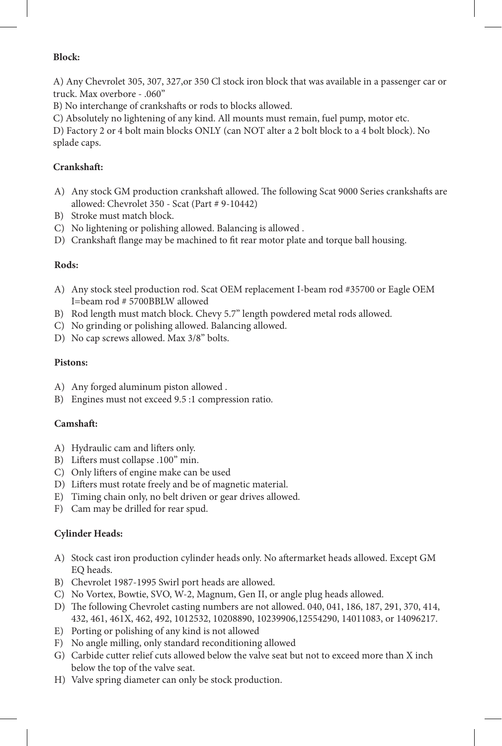**Block:**

A) Any Chevrolet 305, 307, 327,or 350 CI stock iron block that was available in a passenger car or truck. Max overbore - .060"

B) No interchange of crankshafts or rods to blocks allowed.

C) Absolutely no lightening of any kind. All mounts must remain, fuel pump, motor etc.

D) Factory 2 or 4 bolt main blocks ONLY (can NOT alter a 2 bolt block to a 4 bolt block). No splade caps.

**Crankshaft:**

A) Any stock GM production crankshaft allowed. The following Scat 9000 Series crankshafts are allowed: Chevrolet 350 - Scat (Part # 9-10442)

B) Stroke must match block.

C) No lightening or polishing allowed. Balancing is allowed .

D) Crankshaft flange may be machined to fit rear motor plate and torque ball housing.

**Rods:**

A) Any stock steel production rod. Scat OEM replacement I-beam rod #35700 or Eagle OEM I=beam rod # 5700BBLW allowed

B) Rod length must match block. Chevy 5.7" length powdered metal rods allowed.

C) No grinding or polishing allowed. Balancing allowed.

D) No cap screws allowed. Max 3/8" bolts.

**Pistons:**

A) Any forged aluminum piston allowed .

B) Engines must not exceed 9.5 :1 compression ratio.

**Camshaft:**

A) Hydraulic cam and lifters only.

B) Lifters must collapse .100" min.

C) Only lifters of engine make can be used

D) Lifters must rotate freely and be of magnetic material.

E) Timing chain only, no belt driven or gear drives allowed.

F) Cam may be drilled for rear spud.

**Cylinder Heads:**

A) Stock cast iron production cylinder heads only. No aftermarket heads allowed. Except GM EQ heads.

B) Chevrolet 1987-1995 Swirl port heads are allowed.

C) No Vortex, Bowtie, SVO, W-2, Magnum, Gen II, or angle plug heads allowed.

D) The following Chevrolet casting numbers are not allowed. 040, 041, 186, 187, 291, 370, 414, 432, 461, 461X, 462, 492, 1012532, 10208890, 10239906,12554290, 14011083, or 14096217.

E) Porting or polishing of any kind is not allowed

F) No angle milling, only standard reconditioning allowed

G) Carbide cutter relief cuts allowed below the valve seat but not to exceed more than X inch below the top of the valve seat.

H) Valve spring diameter can only be stock production.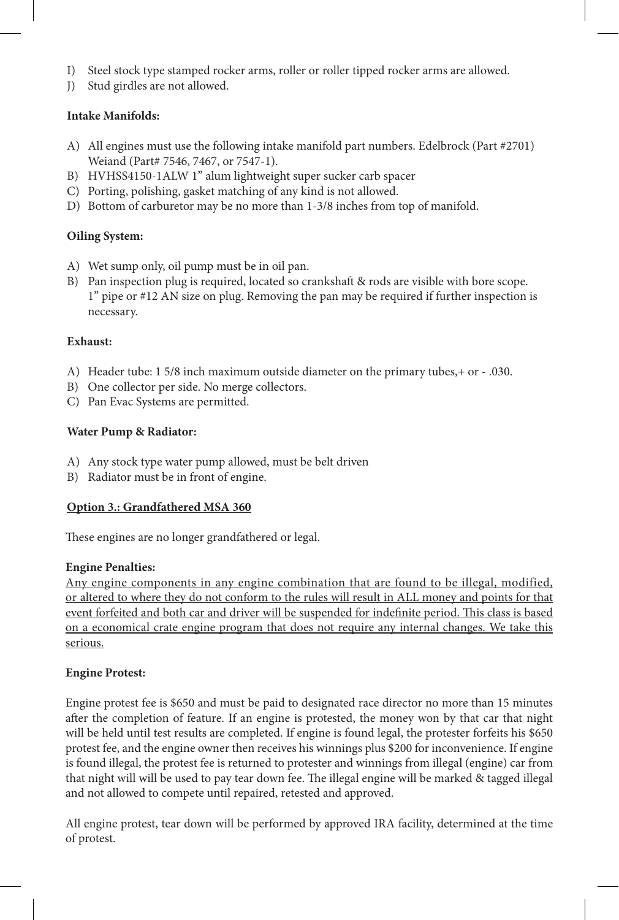I) Steel stock type stamped rocker arms, roller or roller tipped rocker arms are allowed.
J) Stud girdles are not allowed.

**Intake Manifolds:**

A) All engines must use the following intake manifold part numbers. Edelbrock (Part #2701) Weiand (Part# 7546, 7467, or 7547-1).
B) HVHSS4150-1ALW 1" alum lightweight super sucker carb spacer
C) Porting, polishing, gasket matching of any kind is not allowed.
D) Bottom of carburetor may be no more than 1-3/8 inches from top of manifold.

**Oiling System:**

A) Wet sump only, oil pump must be in oil pan.
B) Pan inspection plug is required, located so crankshaft & rods are visible with bore scope. 1" pipe or #12 AN size on plug. Removing the pan may be required if further inspection is necessary.

**Exhaust:**

A) Header tube: 1 5/8 inch maximum outside diameter on the primary tubes,+ or - .030.
B) One collector per side. No merge collectors.
C) Pan Evac Systems are permitted.

**Water Pump & Radiator:**

A) Any stock type water pump allowed, must be belt driven
B) Radiator must be in front of engine.

**Option 3.: Grandfathered MSA 360**

These engines are no longer grandfathered or legal.

**Engine Penalties:**
Any engine components in any engine combination that are found to be illegal, modified, or altered to where they do not conform to the rules will result in ALL money and points for that event forfeited and both car and driver will be suspended for indefinite period. This class is based on a economical crate engine program that does not require any internal changes. We take this serious.

**Engine Protest:**

Engine protest fee is $650 and must be paid to designated race director no more than 15 minutes after the completion of feature. If an engine is protested, the money won by that car that night will be held until test results are completed. If engine is found legal, the protester forfeits his $650 protest fee, and the engine owner then receives his winnings plus $200 for inconvenience. If engine is found illegal, the protest fee is returned to protester and winnings from illegal (engine) car from that night will will be used to pay tear down fee. The illegal engine will be marked & tagged illegal and not allowed to compete until repaired, retested and approved.

All engine protest, tear down will be performed by approved IRA facility, determined at the time of protest.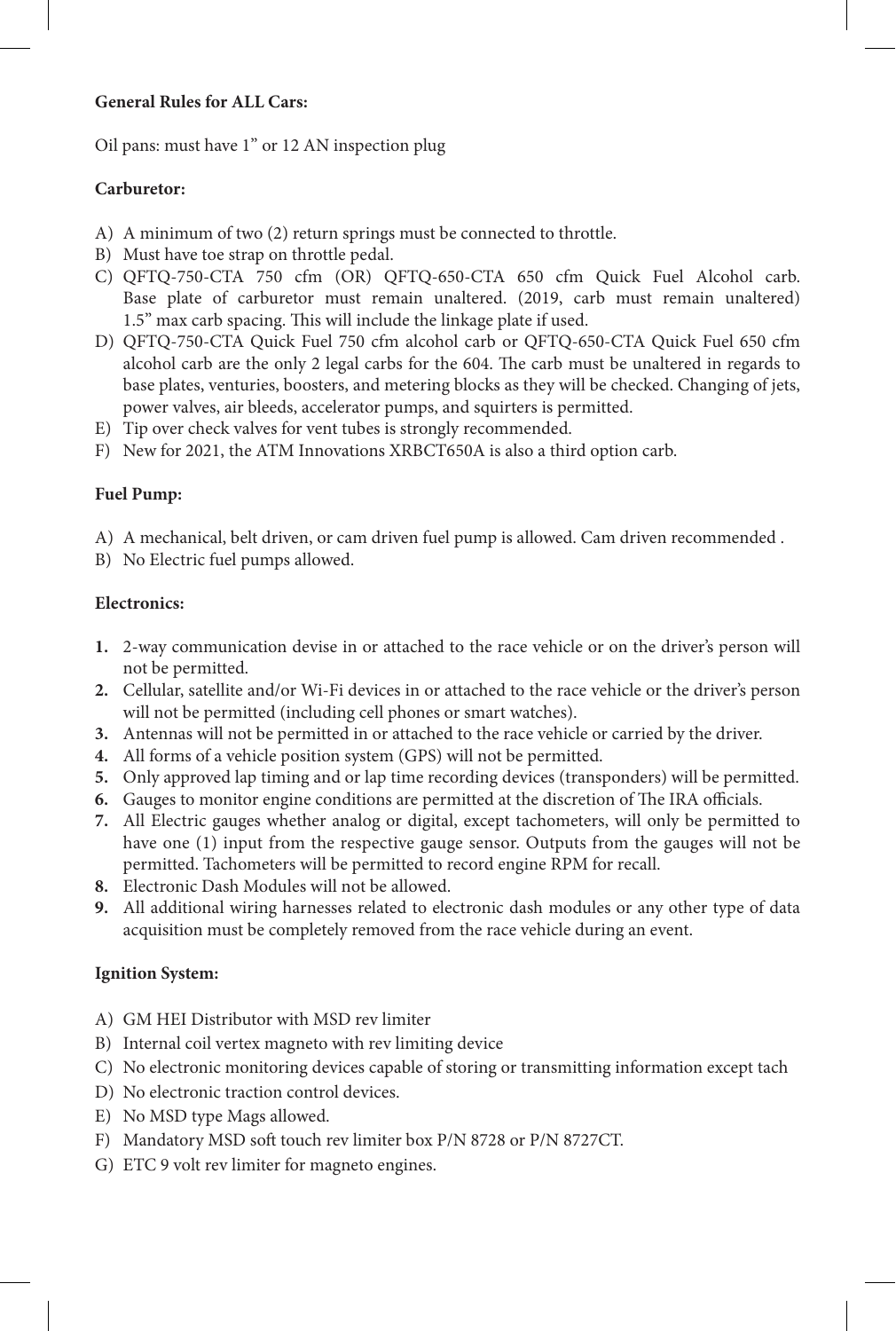**General Rules for ALL Cars:**

Oil pans: must have 1" or 12 AN inspection plug

**Carburetor:**

A) A minimum of two (2) return springs must be connected to throttle.
B) Must have toe strap on throttle pedal.
C) QFTQ-750-CTA 750 cfm (OR) QFTQ-650-CTA 650 cfm Quick Fuel Alcohol carb. Base plate of carburetor must remain unaltered. (2019, carb must remain unaltered) 1.5" max carb spacing. This will include the linkage plate if used.
D) QFTQ-750-CTA Quick Fuel 750 cfm alcohol carb or QFTQ-650-CTA Quick Fuel 650 cfm alcohol carb are the only 2 legal carbs for the 604. The carb must be unaltered in regards to base plates, venturies, boosters, and metering blocks as they will be checked. Changing of jets, power valves, air bleeds, accelerator pumps, and squirters is permitted.
E) Tip over check valves for vent tubes is strongly recommended.
F) New for 2021, the ATM Innovations XRBCT650A is also a third option carb.

**Fuel Pump:**

A) A mechanical, belt driven, or cam driven fuel pump is allowed. Cam driven recommended .
B) No Electric fuel pumps allowed.

**Electronics:**

1. 2-way communication devise in or attached to the race vehicle or on the driver's person will not be permitted.
2. Cellular, satellite and/or Wi-Fi devices in or attached to the race vehicle or the driver's person will not be permitted (including cell phones or smart watches).
3. Antennas will not be permitted in or attached to the race vehicle or carried by the driver.
4. All forms of a vehicle position system (GPS) will not be permitted.
5. Only approved lap timing and or lap time recording devices (transponders) will be permitted.
6. Gauges to monitor engine conditions are permitted at the discretion of The IRA officials.
7. All Electric gauges whether analog or digital, except tachometers, will only be permitted to have one (1) input from the respective gauge sensor. Outputs from the gauges will not be permitted. Tachometers will be permitted to record engine RPM for recall.
8. Electronic Dash Modules will not be allowed.
9. All additional wiring harnesses related to electronic dash modules or any other type of data acquisition must be completely removed from the race vehicle during an event.

**Ignition System:**

A) GM HEI Distributor with MSD rev limiter
B) Internal coil vertex magneto with rev limiting device
C) No electronic monitoring devices capable of storing or transmitting information except tach
D) No electronic traction control devices.
E) No MSD type Mags allowed.
F) Mandatory MSD soft touch rev limiter box P/N 8728 or P/N 8727CT.
G) ETC 9 volt rev limiter for magneto engines.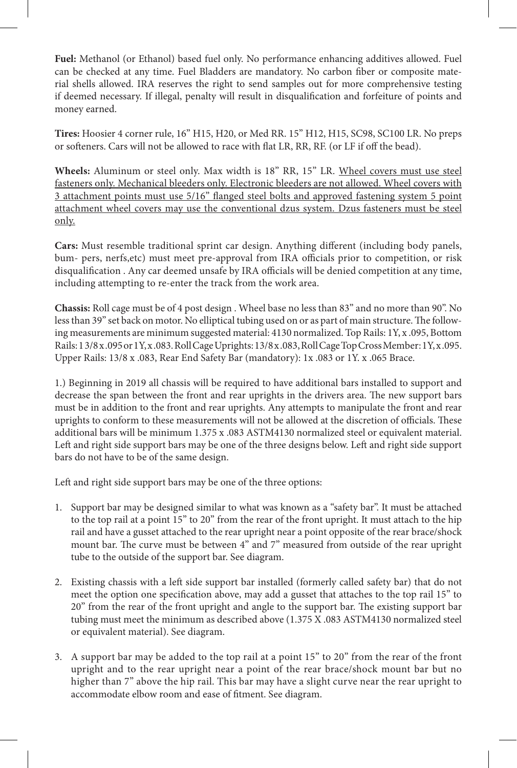**Fuel:** Methanol (or Ethanol) based fuel only. No performance enhancing additives allowed. Fuel can be checked at any time. Fuel Bladders are mandatory. No carbon fiber or composite material shells allowed. IRA reserves the right to send samples out for more comprehensive testing if deemed necessary. If illegal, penalty will result in disqualification and forfeiture of points and money earned.

**Tires:** Hoosier 4 corner rule, 16" H15, H20, or Med RR. 15" H12, H15, SC98, SC100 LR. No preps or softeners. Cars will not be allowed to race with flat LR, RR, RF. (or LF if off the bead).

**Wheels:** Aluminum or steel only. Max width is 18" RR, 15" LR. <u>Wheel covers must use steel fasteners only. Mechanical bleeders only. Electronic bleeders are not allowed. Wheel covers with 3 attachment points must use 5/16" flanged steel bolts and approved fastening system 5 point attachment wheel covers may use the conventional dzus system. Dzus fasteners must be steel only.</u>

**Cars:** Must resemble traditional sprint car design. Anything different (including body panels, bum- pers, nerfs,etc) must meet pre-approval from IRA officials prior to competition, or risk disqualification . Any car deemed unsafe by IRA officials will be denied competition at any time, including attempting to re-enter the track from the work area.

**Chassis:** Roll cage must be of 4 post design . Wheel base no less than 83" and no more than 90". No less than 39" set back on motor. No elliptical tubing used on or as part of main structure. The following measurements are minimum suggested material: 4130 normalized. Top Rails: 1Y, x .095, Bottom Rails: 1 3/8 x .095 or 1Y, x .083. Roll Cage Uprights: 13/8 x .083, Roll Cage Top Cross Member: 1Y, x .095. Upper Rails: 13/8 x .083, Rear End Safety Bar (mandatory): 1x .083 or 1Y. x .065 Brace.

1.) Beginning in 2019 all chassis will be required to have additional bars installed to support and decrease the span between the front and rear uprights in the drivers area. The new support bars must be in addition to the front and rear uprights. Any attempts to manipulate the front and rear uprights to conform to these measurements will not be allowed at the discretion of officials. These additional bars will be minimum 1.375 x .083 ASTM4130 normalized steel or equivalent material. Left and right side support bars may be one of the three designs below. Left and right side support bars do not have to be of the same design.

Left and right side support bars may be one of the three options:

1. Support bar may be designed similar to what was known as a "safety bar". It must be attached to the top rail at a point 15" to 20" from the rear of the front upright. It must attach to the hip rail and have a gusset attached to the rear upright near a point opposite of the rear brace/shock mount bar. The curve must be between 4" and 7" measured from outside of the rear upright tube to the outside of the support bar. See diagram.

2. Existing chassis with a left side support bar installed (formerly called safety bar) that do not meet the option one specification above, may add a gusset that attaches to the top rail 15" to 20" from the rear of the front upright and angle to the support bar. The existing support bar tubing must meet the minimum as described above (1.375 X .083 ASTM4130 normalized steel or equivalent material). See diagram.

3. A support bar may be added to the top rail at a point 15" to 20" from the rear of the front upright and to the rear upright near a point of the rear brace/shock mount bar but no higher than 7" above the hip rail. This bar may have a slight curve near the rear upright to accommodate elbow room and ease of fitment. See diagram.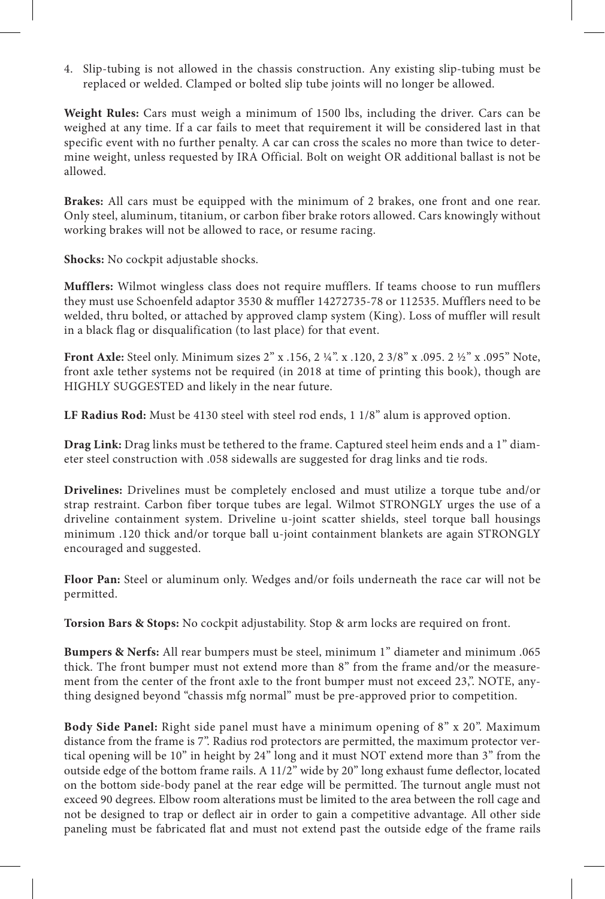4. Slip-tubing is not allowed in the chassis construction. Any existing slip-tubing must be replaced or welded. Clamped or bolted slip tube joints will no longer be allowed.

**Weight Rules:** Cars must weigh a minimum of 1500 lbs, including the driver. Cars can be weighed at any time. If a car fails to meet that requirement it will be considered last in that specific event with no further penalty. A car can cross the scales no more than twice to determine weight, unless requested by IRA Official. Bolt on weight OR additional ballast is not be allowed.

**Brakes:** All cars must be equipped with the minimum of 2 brakes, one front and one rear. Only steel, aluminum, titanium, or carbon fiber brake rotors allowed. Cars knowingly without working brakes will not be allowed to race, or resume racing.

**Shocks:** No cockpit adjustable shocks.

**Mufflers:** Wilmot wingless class does not require mufflers. If teams choose to run mufflers they must use Schoenfeld adaptor 3530 & muffler 14272735-78 or 112535. Mufflers need to be welded, thru bolted, or attached by approved clamp system (King). Loss of muffler will result in a black flag or disqualification (to last place) for that event.

**Front Axle:** Steel only. Minimum sizes 2" x .156, 2 ¼". x .120, 2 3/8" x .095. 2 ½" x .095" Note, front axle tether systems not be required (in 2018 at time of printing this book), though are HIGHLY SUGGESTED and likely in the near future.

**LF Radius Rod:** Must be 4130 steel with steel rod ends, 1 1/8" alum is approved option.

**Drag Link:** Drag links must be tethered to the frame. Captured steel heim ends and a 1" diameter steel construction with .058 sidewalls are suggested for drag links and tie rods.

**Drivelines:** Drivelines must be completely enclosed and must utilize a torque tube and/or strap restraint. Carbon fiber torque tubes are legal. Wilmot STRONGLY urges the use of a driveline containment system. Driveline u-joint scatter shields, steel torque ball housings minimum .120 thick and/or torque ball u-joint containment blankets are again STRONGLY encouraged and suggested.

**Floor Pan:** Steel or aluminum only. Wedges and/or foils underneath the race car will not be permitted.

**Torsion Bars & Stops:** No cockpit adjustability. Stop & arm locks are required on front.

**Bumpers & Nerfs:** All rear bumpers must be steel, minimum 1" diameter and minimum .065 thick. The front bumper must not extend more than 8" from the frame and/or the measurement from the center of the front axle to the front bumper must not exceed 23,". NOTE, anything designed beyond "chassis mfg normal" must be pre-approved prior to competition.

**Body Side Panel:** Right side panel must have a minimum opening of 8" x 20". Maximum distance from the frame is 7". Radius rod protectors are permitted, the maximum protector vertical opening will be 10" in height by 24" long and it must NOT extend more than 3" from the outside edge of the bottom frame rails. A 11/2" wide by 20" long exhaust fume deflector, located on the bottom side-body panel at the rear edge will be permitted. The turnout angle must not exceed 90 degrees. Elbow room alterations must be limited to the area between the roll cage and not be designed to trap or deflect air in order to gain a competitive advantage. All other side paneling must be fabricated flat and must not extend past the outside edge of the frame rails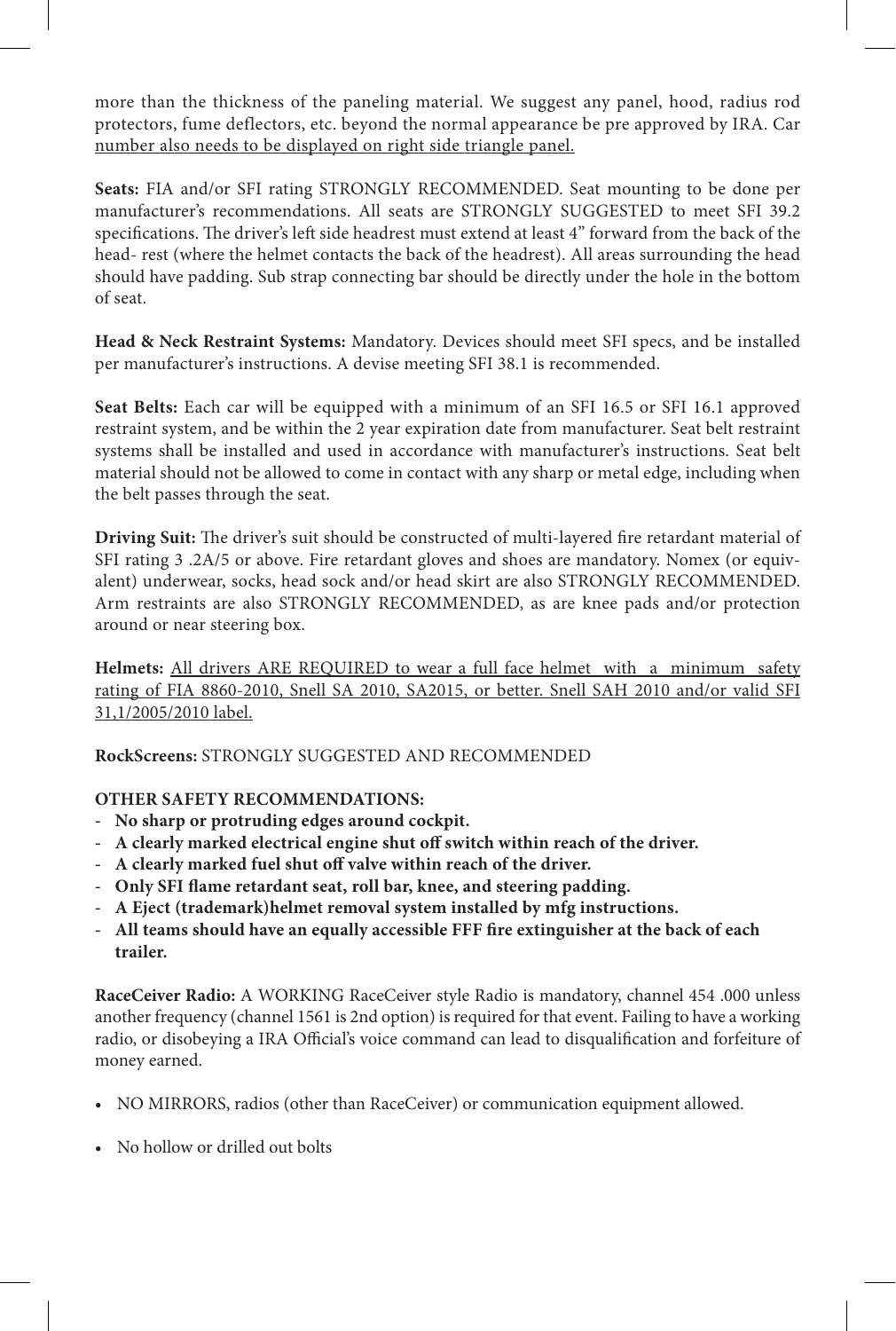more than the thickness of the paneling material. We suggest any panel, hood, radius rod protectors, fume deflectors, etc. beyond the normal appearance be pre approved by IRA. Car number also needs to be displayed on right side triangle panel.

**Seats:** FIA and/or SFI rating STRONGLY RECOMMENDED. Seat mounting to be done per manufacturer's recommendations. All seats are STRONGLY SUGGESTED to meet SFI 39.2 specifications. The driver's left side headrest must extend at least 4" forward from the back of the head- rest (where the helmet contacts the back of the headrest). All areas surrounding the head should have padding. Sub strap connecting bar should be directly under the hole in the bottom of seat.

**Head & Neck Restraint Systems:** Mandatory. Devices should meet SFI specs, and be installed per manufacturer's instructions. A devise meeting SFI 38.1 is recommended.

**Seat Belts:** Each car will be equipped with a minimum of an SFI 16.5 or SFI 16.1 approved restraint system, and be within the 2 year expiration date from manufacturer. Seat belt restraint systems shall be installed and used in accordance with manufacturer's instructions. Seat belt material should not be allowed to come in contact with any sharp or metal edge, including when the belt passes through the seat.

**Driving Suit:** The driver's suit should be constructed of multi-layered fire retardant material of SFI rating 3 .2A/5 or above. Fire retardant gloves and shoes are mandatory. Nomex (or equivalent) underwear, socks, head sock and/or head skirt are also STRONGLY RECOMMENDED. Arm restraints are also STRONGLY RECOMMENDED, as are knee pads and/or protection around or near steering box.

**Helmets:** All drivers ARE REQUIRED to wear a full face helmet with a minimum safety rating of FIA 8860-2010, Snell SA 2010, SA2015, or better. Snell SAH 2010 and/or valid SFI 31,1/2005/2010 label.

**RockScreens:** STRONGLY SUGGESTED AND RECOMMENDED

**OTHER SAFETY RECOMMENDATIONS:**

- **No sharp or protruding edges around cockpit.**
- **A clearly marked electrical engine shut off switch within reach of the driver.**
- **A clearly marked fuel shut off valve within reach of the driver.**
- **Only SFI flame retardant seat, roll bar, knee, and steering padding.**
- **A Eject (trademark)helmet removal system installed by mfg instructions.**
- **All teams should have an equally accessible FFF fire extinguisher at the back of each trailer.**

**RaceCeiver Radio:** A WORKING RaceCeiver style Radio is mandatory, channel 454 .000 unless another frequency (channel 1561 is 2nd option) is required for that event. Failing to have a working radio, or disobeying a IRA Official's voice command can lead to disqualification and forfeiture of money earned.

- NO MIRRORS, radios (other than RaceCeiver) or communication equipment allowed.
- No hollow or drilled out bolts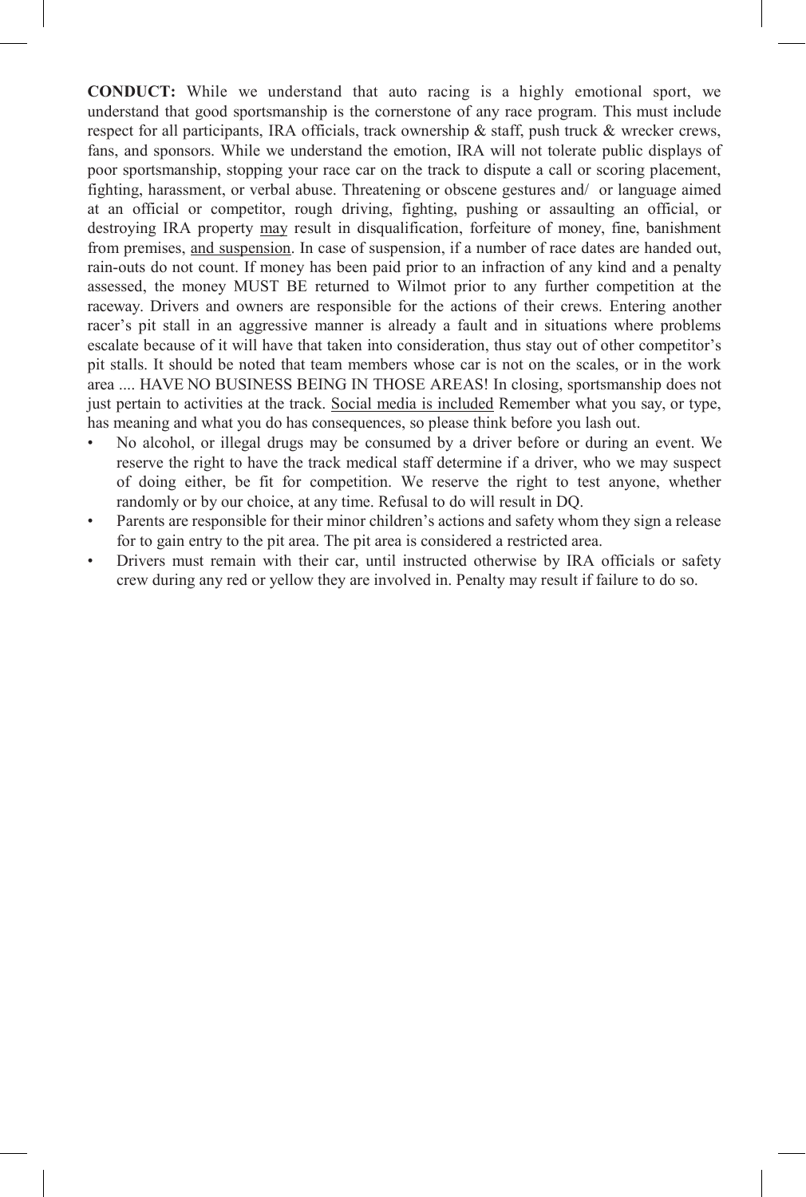**CONDUCT:** While we understand that auto racing is a highly emotional sport, we understand that good sportsmanship is the cornerstone of any race program. This must include respect for all participants, IRA officials, track ownership & staff, push truck & wrecker crews, fans, and sponsors. While we understand the emotion, IRA will not tolerate public displays of poor sportsmanship, stopping your race car on the track to dispute a call or scoring placement, fighting, harassment, or verbal abuse. Threatening or obscene gestures and/ or language aimed at an official or competitor, rough driving, fighting, pushing or assaulting an official, or destroying IRA property <u>may</u> result in disqualification, forfeiture of money, fine, banishment from premises, <u>and suspension</u>. In case of suspension, if a number of race dates are handed out, rain-outs do not count. If money has been paid prior to an infraction of any kind and a penalty assessed, the money MUST BE returned to Wilmot prior to any further competition at the raceway. Drivers and owners are responsible for the actions of their crews. Entering another racer's pit stall in an aggressive manner is already a fault and in situations where problems escalate because of it will have that taken into consideration, thus stay out of other competitor's pit stalls. It should be noted that team members whose car is not on the scales, or in the work area .... HAVE NO BUSINESS BEING IN THOSE AREAS! In closing, sportsmanship does not just pertain to activities at the track. <u>Social media is included</u> Remember what you say, or type, has meaning and what you do has consequences, so please think before you lash out.

- No alcohol, or illegal drugs may be consumed by a driver before or during an event. We reserve the right to have the track medical staff determine if a driver, who we may suspect of doing either, be fit for competition. We reserve the right to test anyone, whether randomly or by our choice, at any time. Refusal to do will result in DQ.
- Parents are responsible for their minor children's actions and safety whom they sign a release for to gain entry to the pit area. The pit area is considered a restricted area.
- Drivers must remain with their car, until instructed otherwise by IRA officials or safety crew during any red or yellow they are involved in. Penalty may result if failure to do so.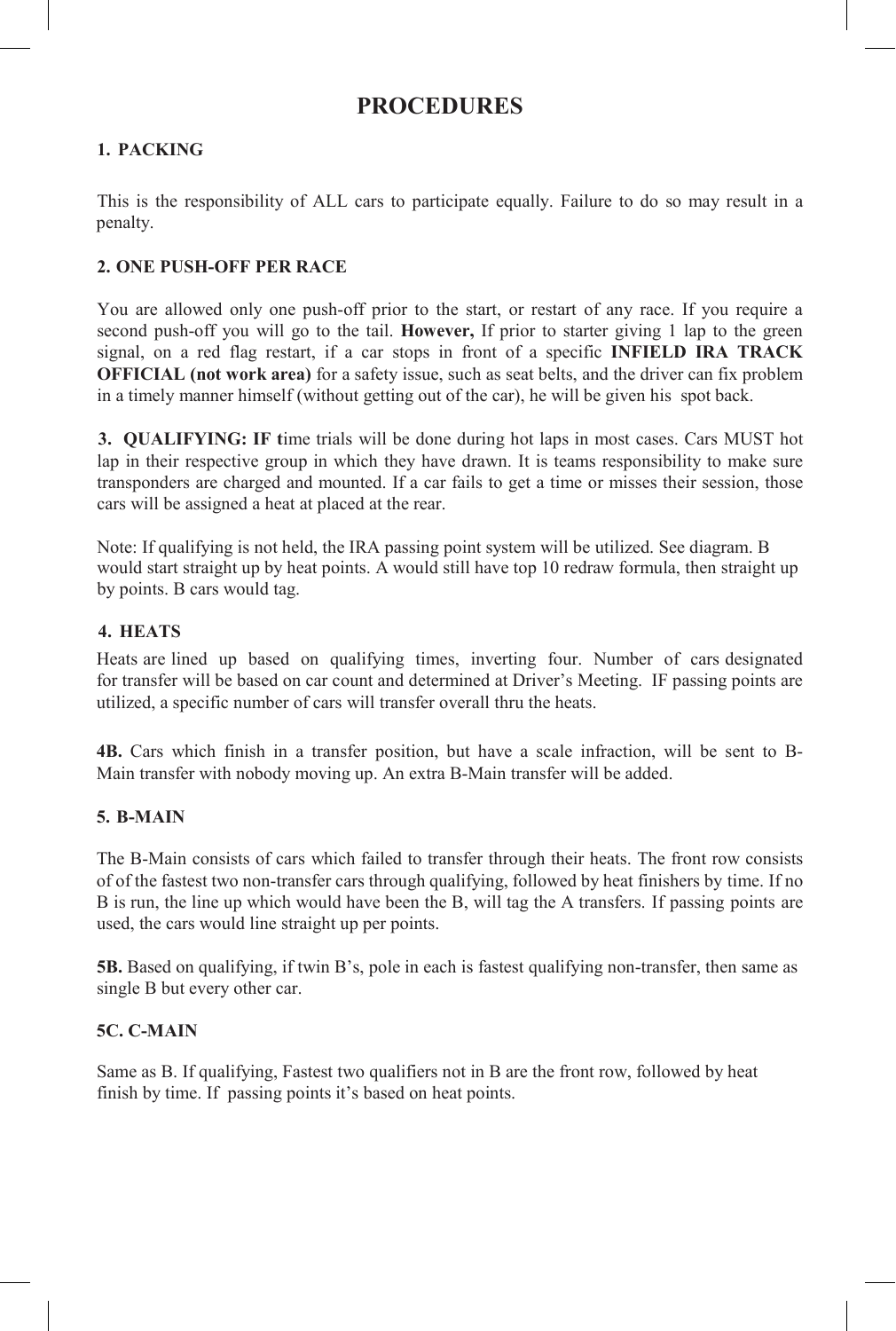# PROCEDURES

### 1. PACKING

This is the responsibility of ALL cars to participate equally. Failure to do so may result in a penalty.

### 2. ONE PUSH-OFF PER RACE

You are allowed only one push-off prior to the start, or restart of any race. If you require a second push-off you will go to the tail. **However,** If prior to starter giving 1 lap to the green signal, on a red flag restart, if a car stops in front of a specific **INFIELD IRA TRACK OFFICIAL (not work area)** for a safety issue, such as seat belts, and the driver can fix problem in a timely manner himself (without getting out of the car), he will be given his spot back.

**3. QUALIFYING: IF t**ime trials will be done during hot laps in most cases. Cars MUST hot lap in their respective group in which they have drawn. It is teams responsibility to make sure transponders are charged and mounted. If a car fails to get a time or misses their session, those cars will be assigned a heat at placed at the rear.

Note: If qualifying is not held, the IRA passing point system will be utilized. See diagram. B would start straight up by heat points. A would still have top 10 redraw formula, then straight up by points. B cars would tag.

### 4. HEATS

Heats are lined up based on qualifying times, inverting four. Number of cars designated for transfer will be based on car count and determined at Driver's Meeting. IF passing points are utilized, a specific number of cars will transfer overall thru the heats.

**4B.** Cars which finish in a transfer position, but have a scale infraction, will be sent to B-Main transfer with nobody moving up. An extra B-Main transfer will be added.

### 5. B-MAIN

The B-Main consists of cars which failed to transfer through their heats. The front row consists of of the fastest two non-transfer cars through qualifying, followed by heat finishers by time. If no B is run, the line up which would have been the B, will tag the A transfers. If passing points are used, the cars would line straight up per points.

**5B.** Based on qualifying, if twin B's, pole in each is fastest qualifying non-transfer, then same as single B but every other car.

### 5C. C-MAIN

Same as B. If qualifying, Fastest two qualifiers not in B are the front row, followed by heat finish by time. If passing points it's based on heat points.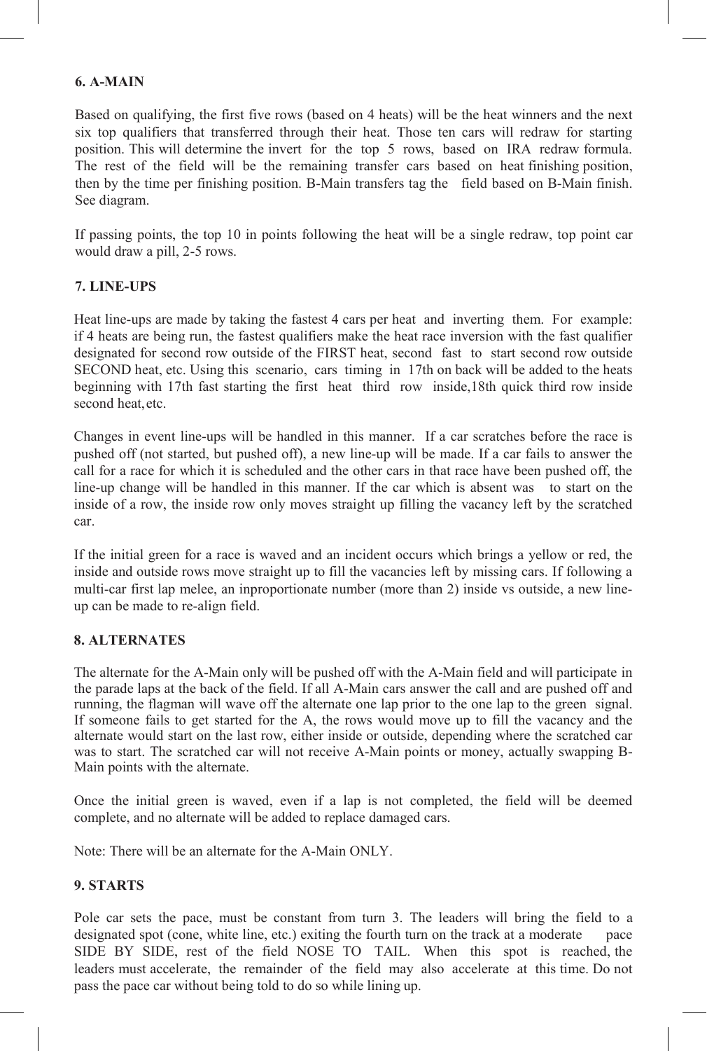## 6. A-MAIN

Based on qualifying, the first five rows (based on 4 heats) will be the heat winners and the next six top qualifiers that transferred through their heat. Those ten cars will redraw for starting position. This will determine the invert for the top 5 rows, based on IRA redraw formula. The rest of the field will be the remaining transfer cars based on heat finishing position, then by the time per finishing position. B-Main transfers tag the field based on B-Main finish. See diagram.

If passing points, the top 10 in points following the heat will be a single redraw, top point car would draw a pill, 2-5 rows.

## 7. LINE-UPS

Heat line-ups are made by taking the fastest 4 cars per heat and inverting them. For example: if 4 heats are being run, the fastest qualifiers make the heat race inversion with the fast qualifier designated for second row outside of the FIRST heat, second fast to start second row outside SECOND heat, etc. Using this scenario, cars timing in 17th on back will be added to the heats beginning with 17th fast starting the first heat third row inside,18th quick third row inside second heat, etc.

Changes in event line-ups will be handled in this manner. If a car scratches before the race is pushed off (not started, but pushed off), a new line-up will be made. If a car fails to answer the call for a race for which it is scheduled and the other cars in that race have been pushed off, the line-up change will be handled in this manner. If the car which is absent was to start on the inside of a row, the inside row only moves straight up filling the vacancy left by the scratched car.

If the initial green for a race is waved and an incident occurs which brings a yellow or red, the inside and outside rows move straight up to fill the vacancies left by missing cars. If following a multi-car first lap melee, an inproportionate number (more than 2) inside vs outside, a new line-up can be made to re-align field.

## 8. ALTERNATES

The alternate for the A-Main only will be pushed off with the A-Main field and will participate in the parade laps at the back of the field. If all A-Main cars answer the call and are pushed off and running, the flagman will wave off the alternate one lap prior to the one lap to the green signal. If someone fails to get started for the A, the rows would move up to fill the vacancy and the alternate would start on the last row, either inside or outside, depending where the scratched car was to start. The scratched car will not receive A-Main points or money, actually swapping B-Main points with the alternate.

Once the initial green is waved, even if a lap is not completed, the field will be deemed complete, and no alternate will be added to replace damaged cars.

Note: There will be an alternate for the A-Main ONLY.

## 9. STARTS

Pole car sets the pace, must be constant from turn 3. The leaders will bring the field to a designated spot (cone, white line, etc.) exiting the fourth turn on the track at a moderate pace SIDE BY SIDE, rest of the field NOSE TO TAIL. When this spot is reached, the leaders must accelerate, the remainder of the field may also accelerate at this time. Do not pass the pace car without being told to do so while lining up.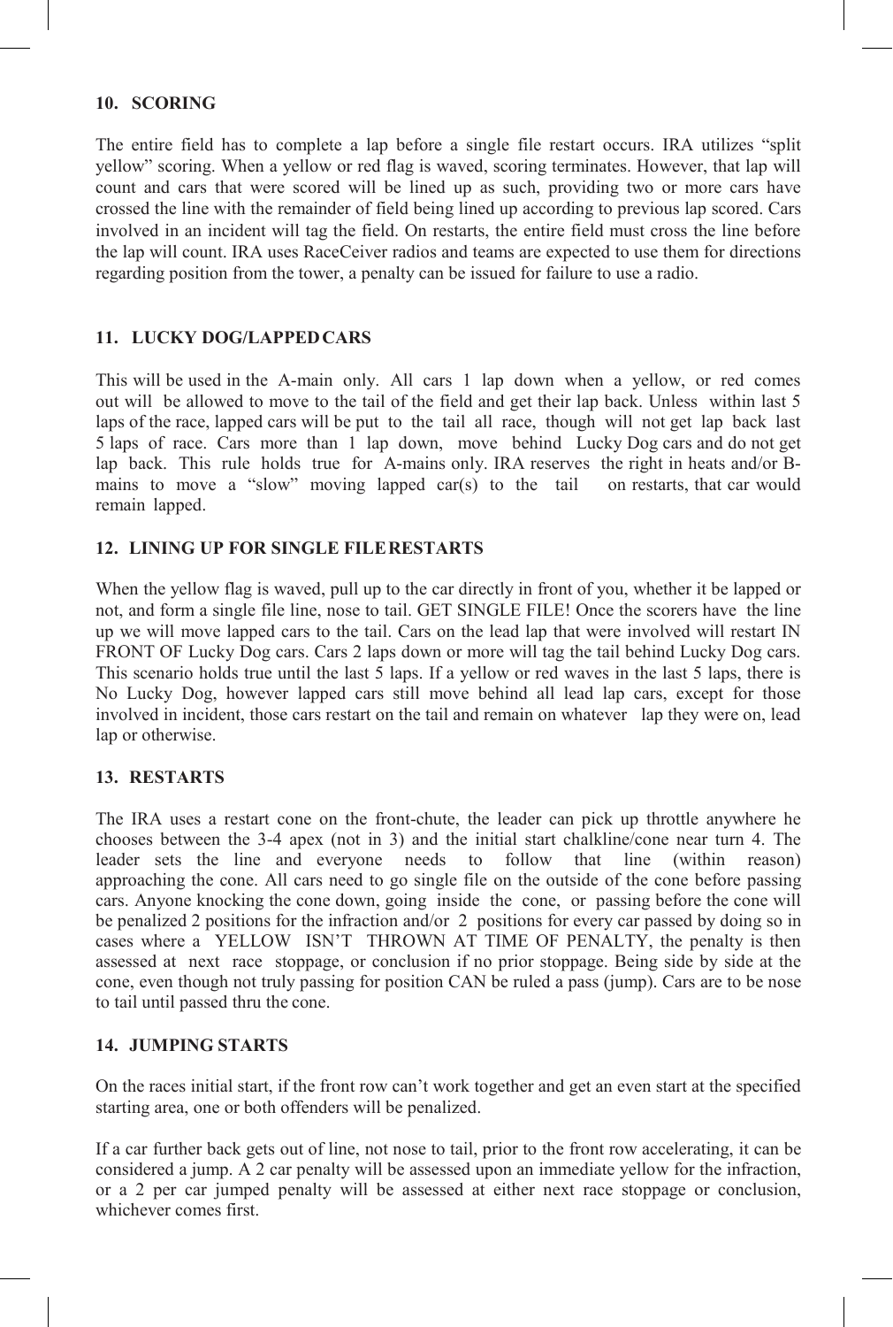### 10. SCORING

The entire field has to complete a lap before a single file restart occurs. IRA utilizes "split yellow" scoring. When a yellow or red flag is waved, scoring terminates. However, that lap will count and cars that were scored will be lined up as such, providing two or more cars have crossed the line with the remainder of field being lined up according to previous lap scored. Cars involved in an incident will tag the field. On restarts, the entire field must cross the line before the lap will count. IRA uses RaceCeiver radios and teams are expected to use them for directions regarding position from the tower, a penalty can be issued for failure to use a radio.

### 11. LUCKY DOG/LAPPED CARS

This will be used in the A-main only. All cars 1 lap down when a yellow, or red comes out will be allowed to move to the tail of the field and get their lap back. Unless within last 5 laps of the race, lapped cars will be put to the tail all race, though will not get lap back last 5 laps of race. Cars more than 1 lap down, move behind Lucky Dog cars and do not get lap back. This rule holds true for A-mains only. IRA reserves the right in heats and/or B-mains to move a "slow" moving lapped car(s) to the tail on restarts, that car would remain lapped.

### 12. LINING UP FOR SINGLE FILE RESTARTS

When the yellow flag is waved, pull up to the car directly in front of you, whether it be lapped or not, and form a single file line, nose to tail. GET SINGLE FILE! Once the scorers have the line up we will move lapped cars to the tail. Cars on the lead lap that were involved will restart IN FRONT OF Lucky Dog cars. Cars 2 laps down or more will tag the tail behind Lucky Dog cars. This scenario holds true until the last 5 laps. If a yellow or red waves in the last 5 laps, there is No Lucky Dog, however lapped cars still move behind all lead lap cars, except for those involved in incident, those cars restart on the tail and remain on whatever lap they were on, lead lap or otherwise.

### 13. RESTARTS

The IRA uses a restart cone on the front-chute, the leader can pick up throttle anywhere he chooses between the 3-4 apex (not in 3) and the initial start chalkline/cone near turn 4. The leader sets the line and everyone needs to follow that line (within reason) approaching the cone. All cars need to go single file on the outside of the cone before passing cars. Anyone knocking the cone down, going inside the cone, or passing before the cone will be penalized 2 positions for the infraction and/or 2 positions for every car passed by doing so in cases where a YELLOW ISN'T THROWN AT TIME OF PENALTY, the penalty is then assessed at next race stoppage, or conclusion if no prior stoppage. Being side by side at the cone, even though not truly passing for position CAN be ruled a pass (jump). Cars are to be nose to tail until passed thru the cone.

### 14. JUMPING STARTS

On the races initial start, if the front row can't work together and get an even start at the specified starting area, one or both offenders will be penalized.

If a car further back gets out of line, not nose to tail, prior to the front row accelerating, it can be considered a jump. A 2 car penalty will be assessed upon an immediate yellow for the infraction, or a 2 per car jumped penalty will be assessed at either next race stoppage or conclusion, whichever comes first.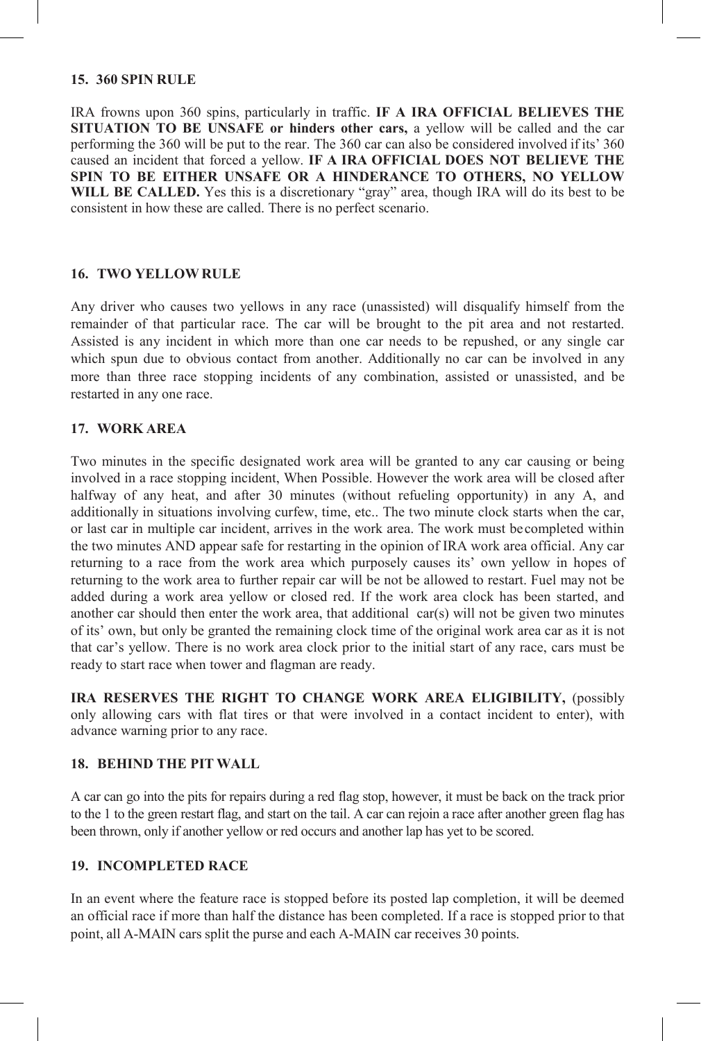### 15. 360 SPIN RULE

IRA frowns upon 360 spins, particularly in traffic. **IF A IRA OFFICIAL BELIEVES THE SITUATION TO BE UNSAFE or hinders other cars,** a yellow will be called and the car performing the 360 will be put to the rear. The 360 car can also be considered involved if its' 360 caused an incident that forced a yellow. **IF A IRA OFFICIAL DOES NOT BELIEVE THE SPIN TO BE EITHER UNSAFE OR A HINDERANCE TO OTHERS, NO YELLOW WILL BE CALLED.** Yes this is a discretionary "gray" area, though IRA will do its best to be consistent in how these are called. There is no perfect scenario.

### 16. TWO YELLOW RULE

Any driver who causes two yellows in any race (unassisted) will disqualify himself from the remainder of that particular race. The car will be brought to the pit area and not restarted. Assisted is any incident in which more than one car needs to be repushed, or any single car which spun due to obvious contact from another. Additionally no car can be involved in any more than three race stopping incidents of any combination, assisted or unassisted, and be restarted in any one race.

### 17. WORK AREA

Two minutes in the specific designated work area will be granted to any car causing or being involved in a race stopping incident, When Possible. However the work area will be closed after halfway of any heat, and after 30 minutes (without refueling opportunity) in any A, and additionally in situations involving curfew, time, etc.. The two minute clock starts when the car, or last car in multiple car incident, arrives in the work area. The work must be completed within the two minutes AND appear safe for restarting in the opinion of IRA work area official. Any car returning to a race from the work area which purposely causes its' own yellow in hopes of returning to the work area to further repair car will be not be allowed to restart. Fuel may not be added during a work area yellow or closed red. If the work area clock has been started, and another car should then enter the work area, that additional car(s) will not be given two minutes of its' own, but only be granted the remaining clock time of the original work area car as it is not that car's yellow. There is no work area clock prior to the initial start of any race, cars must be ready to start race when tower and flagman are ready.

**IRA RESERVES THE RIGHT TO CHANGE WORK AREA ELIGIBILITY,** (possibly only allowing cars with flat tires or that were involved in a contact incident to enter), with advance warning prior to any race.

### 18. BEHIND THE PIT WALL

A car can go into the pits for repairs during a red flag stop, however, it must be back on the track prior to the 1 to the green restart flag, and start on the tail. A car can rejoin a race after another green flag has been thrown, only if another yellow or red occurs and another lap has yet to be scored.

### 19. INCOMPLETED RACE

In an event where the feature race is stopped before its posted lap completion, it will be deemed an official race if more than half the distance has been completed. If a race is stopped prior to that point, all A-MAIN cars split the purse and each A-MAIN car receives 30 points.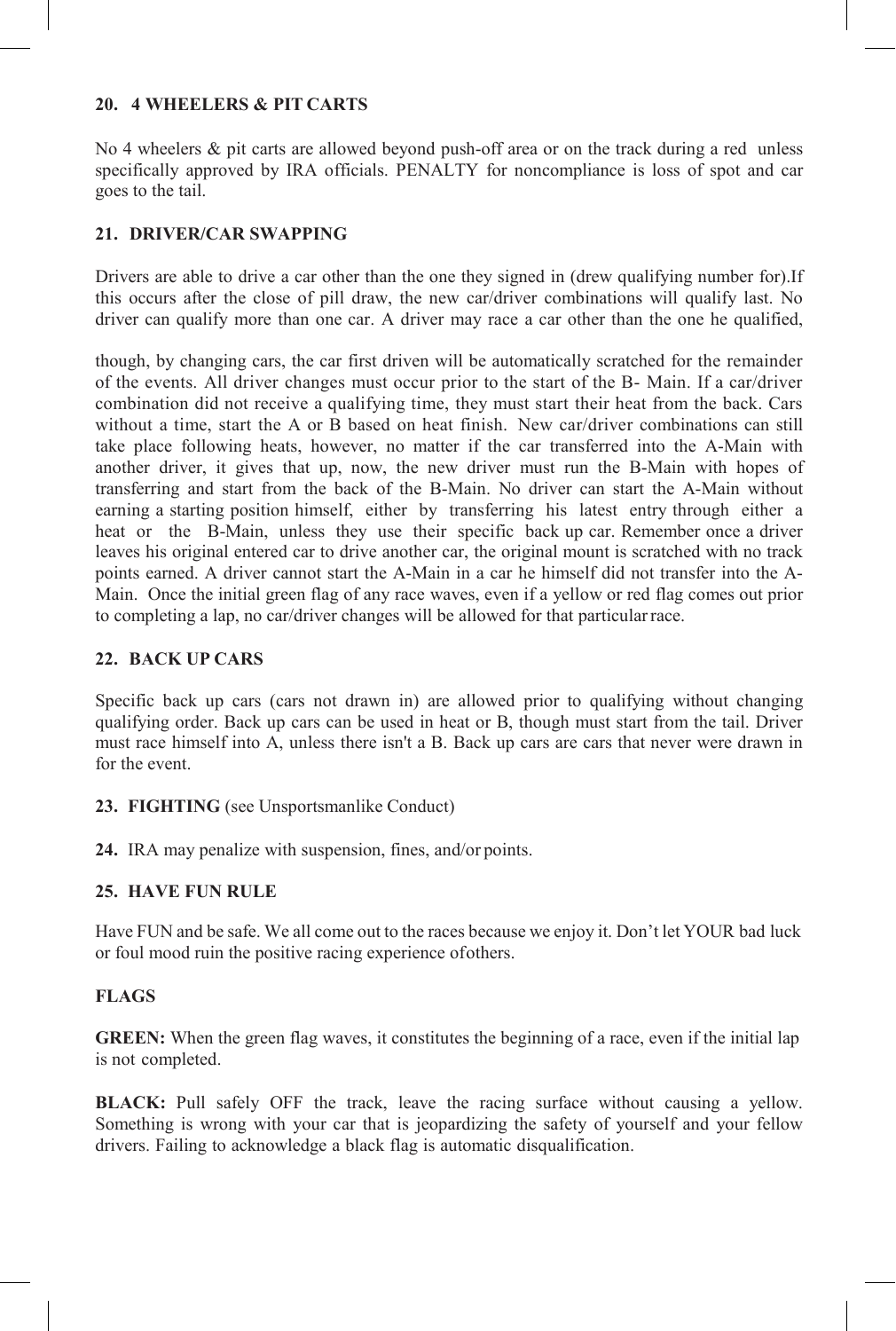**20. 4 WHEELERS & PIT CARTS**

No 4 wheelers & pit carts are allowed beyond push-off area or on the track during a red unless specifically approved by IRA officials. PENALTY for noncompliance is loss of spot and car goes to the tail.

**21. DRIVER/CAR SWAPPING**

Drivers are able to drive a car other than the one they signed in (drew qualifying number for).If this occurs after the close of pill draw, the new car/driver combinations will qualify last. No driver can qualify more than one car. A driver may race a car other than the one he qualified,

though, by changing cars, the car first driven will be automatically scratched for the remainder of the events. All driver changes must occur prior to the start of the B- Main. If a car/driver combination did not receive a qualifying time, they must start their heat from the back. Cars without a time, start the A or B based on heat finish. New car/driver combinations can still take place following heats, however, no matter if the car transferred into the A-Main with another driver, it gives that up, now, the new driver must run the B-Main with hopes of transferring and start from the back of the B-Main. No driver can start the A-Main without earning a starting position himself, either by transferring his latest entry through either a heat or the B-Main, unless they use their specific back up car. Remember once a driver leaves his original entered car to drive another car, the original mount is scratched with no track points earned. A driver cannot start the A-Main in a car he himself did not transfer into the A-Main. Once the initial green flag of any race waves, even if a yellow or red flag comes out prior to completing a lap, no car/driver changes will be allowed for that particular race.

**22. BACK UP CARS**

Specific back up cars (cars not drawn in) are allowed prior to qualifying without changing qualifying order. Back up cars can be used in heat or B, though must start from the tail. Driver must race himself into A, unless there isn't a B. Back up cars are cars that never were drawn in for the event.

**23. FIGHTING** (see Unsportsmanlike Conduct)

**24.** IRA may penalize with suspension, fines, and/or points.

**25. HAVE FUN RULE**

Have FUN and be safe. We all come out to the races because we enjoy it. Don't let YOUR bad luck or foul mood ruin the positive racing experience ofothers.

**FLAGS**

**GREEN:** When the green flag waves, it constitutes the beginning of a race, even if the initial lap is not completed.

**BLACK:** Pull safely OFF the track, leave the racing surface without causing a yellow. Something is wrong with your car that is jeopardizing the safety of yourself and your fellow drivers. Failing to acknowledge a black flag is automatic disqualification.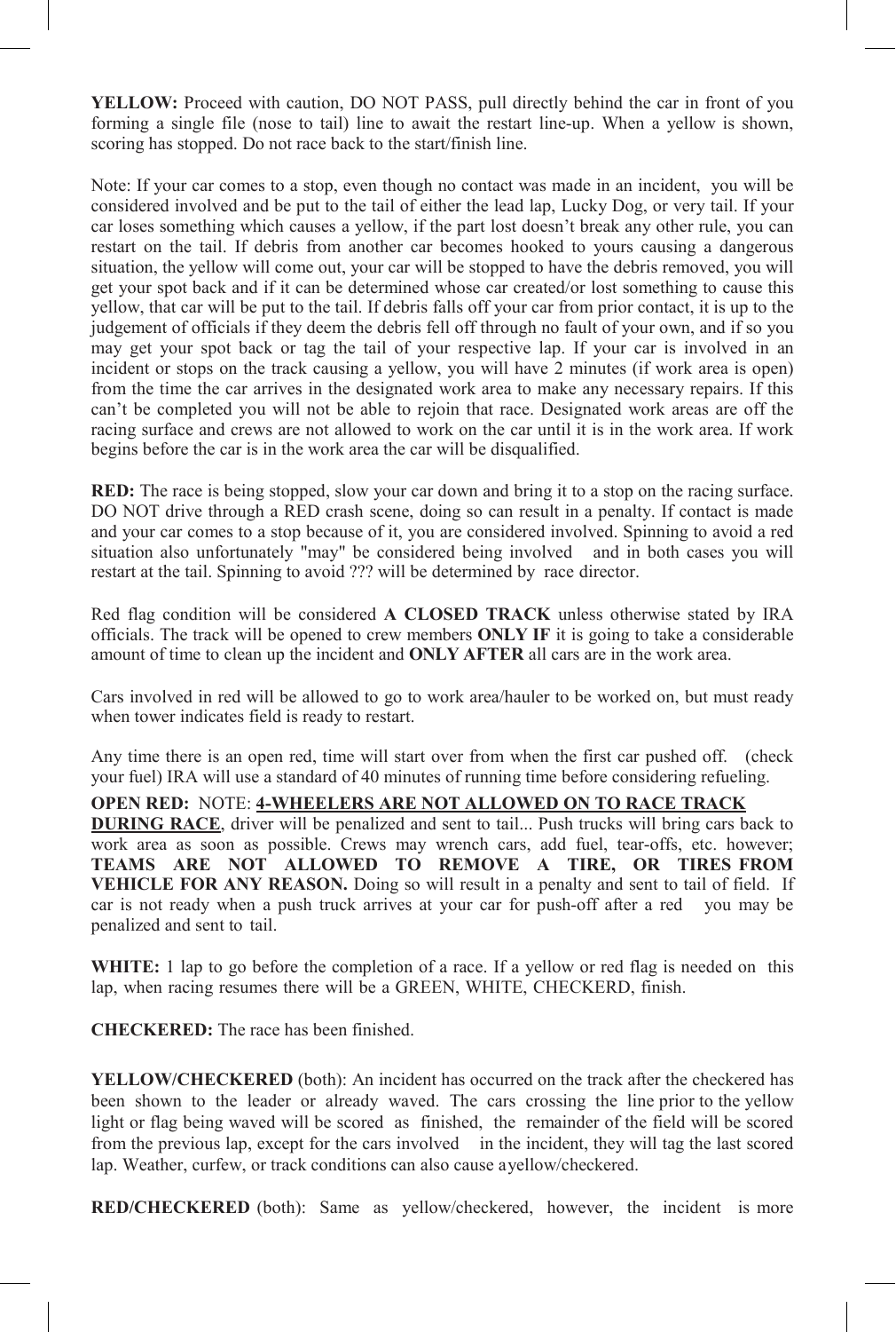**YELLOW:** Proceed with caution, DO NOT PASS, pull directly behind the car in front of you forming a single file (nose to tail) line to await the restart line-up. When a yellow is shown, scoring has stopped. Do not race back to the start/finish line.

Note: If your car comes to a stop, even though no contact was made in an incident, you will be considered involved and be put to the tail of either the lead lap, Lucky Dog, or very tail. If your car loses something which causes a yellow, if the part lost doesn't break any other rule, you can restart on the tail. If debris from another car becomes hooked to yours causing a dangerous situation, the yellow will come out, your car will be stopped to have the debris removed, you will get your spot back and if it can be determined whose car created/or lost something to cause this yellow, that car will be put to the tail. If debris falls off your car from prior contact, it is up to the judgement of officials if they deem the debris fell off through no fault of your own, and if so you may get your spot back or tag the tail of your respective lap. If your car is involved in an incident or stops on the track causing a yellow, you will have 2 minutes (if work area is open) from the time the car arrives in the designated work area to make any necessary repairs. If this can't be completed you will not be able to rejoin that race. Designated work areas are off the racing surface and crews are not allowed to work on the car until it is in the work area. If work begins before the car is in the work area the car will be disqualified.

**RED:** The race is being stopped, slow your car down and bring it to a stop on the racing surface. DO NOT drive through a RED crash scene, doing so can result in a penalty. If contact is made and your car comes to a stop because of it, you are considered involved. Spinning to avoid a red situation also unfortunately "may" be considered being involved and in both cases you will restart at the tail. Spinning to avoid ??? will be determined by race director.

Red flag condition will be considered **A CLOSED TRACK** unless otherwise stated by IRA officials. The track will be opened to crew members **ONLY IF** it is going to take a considerable amount of time to clean up the incident and **ONLY AFTER** all cars are in the work area.

Cars involved in red will be allowed to go to work area/hauler to be worked on, but must ready when tower indicates field is ready to restart.

Any time there is an open red, time will start over from when the first car pushed off. (check your fuel) IRA will use a standard of 40 minutes of running time before considering refueling.

**OPEN RED:** NOTE: **4-WHEELERS ARE NOT ALLOWED ON TO RACE TRACK DURING RACE**, driver will be penalized and sent to tail... Push trucks will bring cars back to work area as soon as possible. Crews may wrench cars, add fuel, tear-offs, etc. however; **TEAMS ARE NOT ALLOWED TO REMOVE A TIRE, OR TIRES FROM VEHICLE FOR ANY REASON.** Doing so will result in a penalty and sent to tail of field. If car is not ready when a push truck arrives at your car for push-off after a red you may be penalized and sent to tail.

**WHITE:** 1 lap to go before the completion of a race. If a yellow or red flag is needed on this lap, when racing resumes there will be a GREEN, WHITE, CHECKERD, finish.

**CHECKERED:** The race has been finished.

**YELLOW/CHECKERED** (both): An incident has occurred on the track after the checkered has been shown to the leader or already waved. The cars crossing the line prior to the yellow light or flag being waved will be scored as finished, the remainder of the field will be scored from the previous lap, except for the cars involved in the incident, they will tag the last scored lap. Weather, curfew, or track conditions can also cause ayellow/checkered.

**RED/CHECKERED** (both): Same as yellow/checkered, however, the incident is more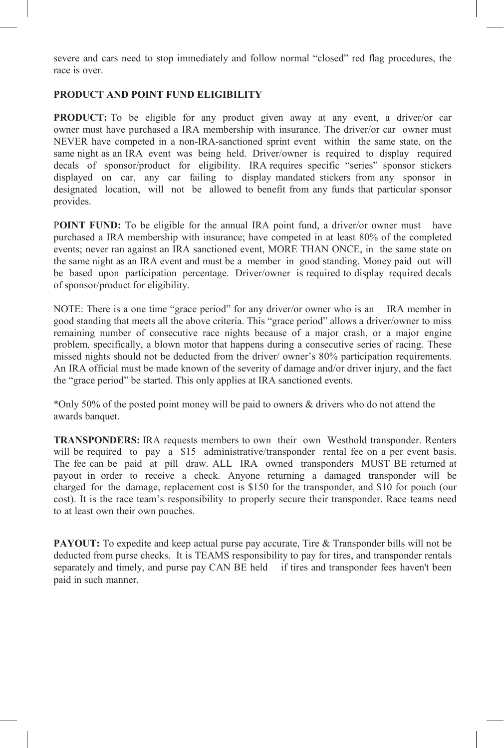severe and cars need to stop immediately and follow normal "closed" red flag procedures, the race is over.

**PRODUCT AND POINT FUND ELIGIBILITY**

**PRODUCT:** To be eligible for any product given away at any event, a driver/or car owner must have purchased a IRA membership with insurance. The driver/or car owner must NEVER have competed in a non-IRA-sanctioned sprint event within the same state, on the same night as an IRA event was being held. Driver/owner is required to display required decals of sponsor/product for eligibility. IRA requires specific "series" sponsor stickers displayed on car, any car failing to display mandated stickers from any sponsor in designated location, will not be allowed to benefit from any funds that particular sponsor provides.

**POINT FUND:** To be eligible for the annual IRA point fund, a driver/or owner must have purchased a IRA membership with insurance; have competed in at least 80% of the completed events; never ran against an IRA sanctioned event, MORE THAN ONCE, in the same state on the same night as an IRA event and must be a member in good standing. Money paid out will be based upon participation percentage. Driver/owner is required to display required decals of sponsor/product for eligibility.

NOTE: There is a one time "grace period" for any driver/or owner who is an IRA member in good standing that meets all the above criteria. This "grace period" allows a driver/owner to miss remaining number of consecutive race nights because of a major crash, or a major engine problem, specifically, a blown motor that happens during a consecutive series of racing. These missed nights should not be deducted from the driver/ owner's 80% participation requirements. An IRA official must be made known of the severity of damage and/or driver injury, and the fact the "grace period" be started. This only applies at IRA sanctioned events.

*Only 50% of the posted point money will be paid to owners & drivers who do not attend the awards banquet.

**TRANSPONDERS:** IRA requests members to own their own Westhold transponder. Renters will be required to pay a $15 administrative/transponder rental fee on a per event basis. The fee can be paid at pill draw. ALL IRA owned transponders MUST BE returned at payout in order to receive a check. Anyone returning a damaged transponder will be charged for the damage, replacement cost is $150 for the transponder, and $10 for pouch (our cost). It is the race team's responsibility to properly secure their transponder. Race teams need to at least own their own pouches.

**PAYOUT:** To expedite and keep actual purse pay accurate, Tire & Transponder bills will not be deducted from purse checks. It is TEAMS responsibility to pay for tires, and transponder rentals separately and timely, and purse pay CAN BE held if tires and transponder fees haven't been paid in such manner.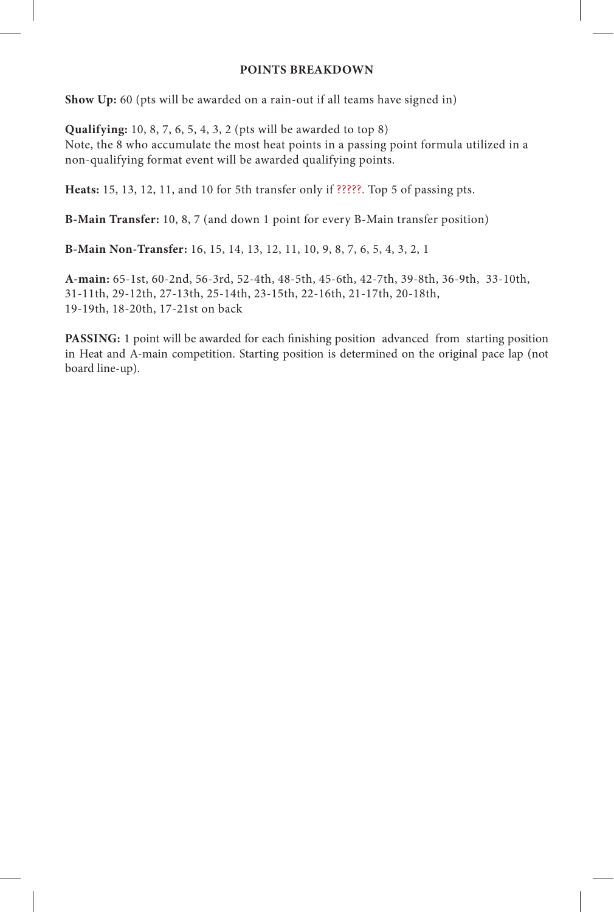## POINTS BREAKDOWN

**Show Up:** 60 (pts will be awarded on a rain-out if all teams have signed in)

**Qualifying:** 10, 8, 7, 6, 5, 4, 3, 2 (pts will be awarded to top 8)
Note, the 8 who accumulate the most heat points in a passing point formula utilized in a non-qualifying format event will be awarded qualifying points.

**Heats:** 15, 13, 12, 11, and 10 for 5th transfer only if ?????. Top 5 of passing pts.

**B-Main Transfer:** 10, 8, 7 (and down 1 point for every B-Main transfer position)

**B-Main Non-Transfer:** 16, 15, 14, 13, 12, 11, 10, 9, 8, 7, 6, 5, 4, 3, 2, 1

**A-main:** 65-1st, 60-2nd, 56-3rd, 52-4th, 48-5th, 45-6th, 42-7th, 39-8th, 36-9th, 33-10th, 31-11th, 29-12th, 27-13th, 25-14th, 23-15th, 22-16th, 21-17th, 20-18th, 19-19th, 18-20th, 17-21st on back

**PASSING:** 1 point will be awarded for each finishing position advanced from starting position in Heat and A-main competition. Starting position is determined on the original pace lap (not board line-up).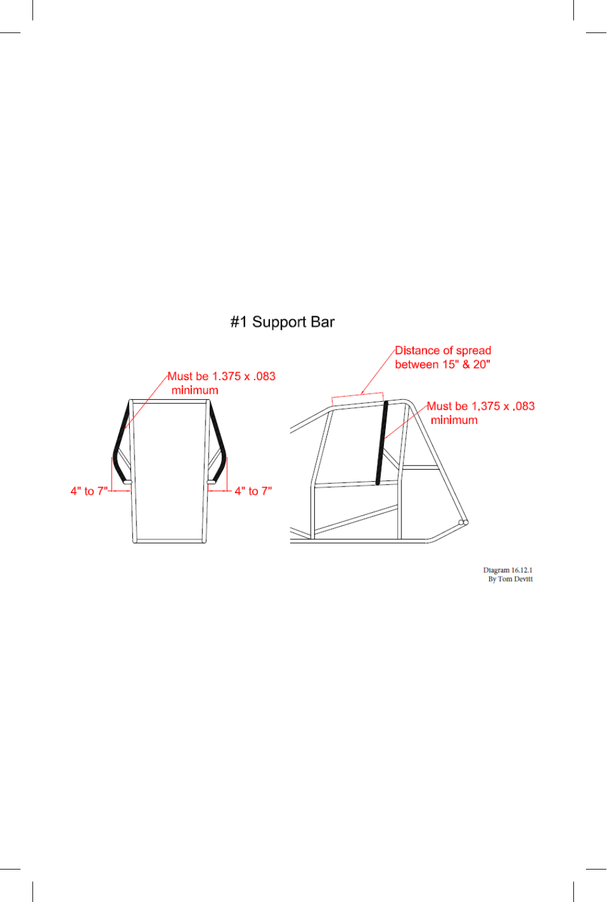#1 Support Bar

Must be 1.375 x .083 minimum

4" to 7"

4" to 7"

Distance of spread between 15" & 20"

Must be 1,375 x ,083 minimum

Diagram 16.12.1
By Tom Devitt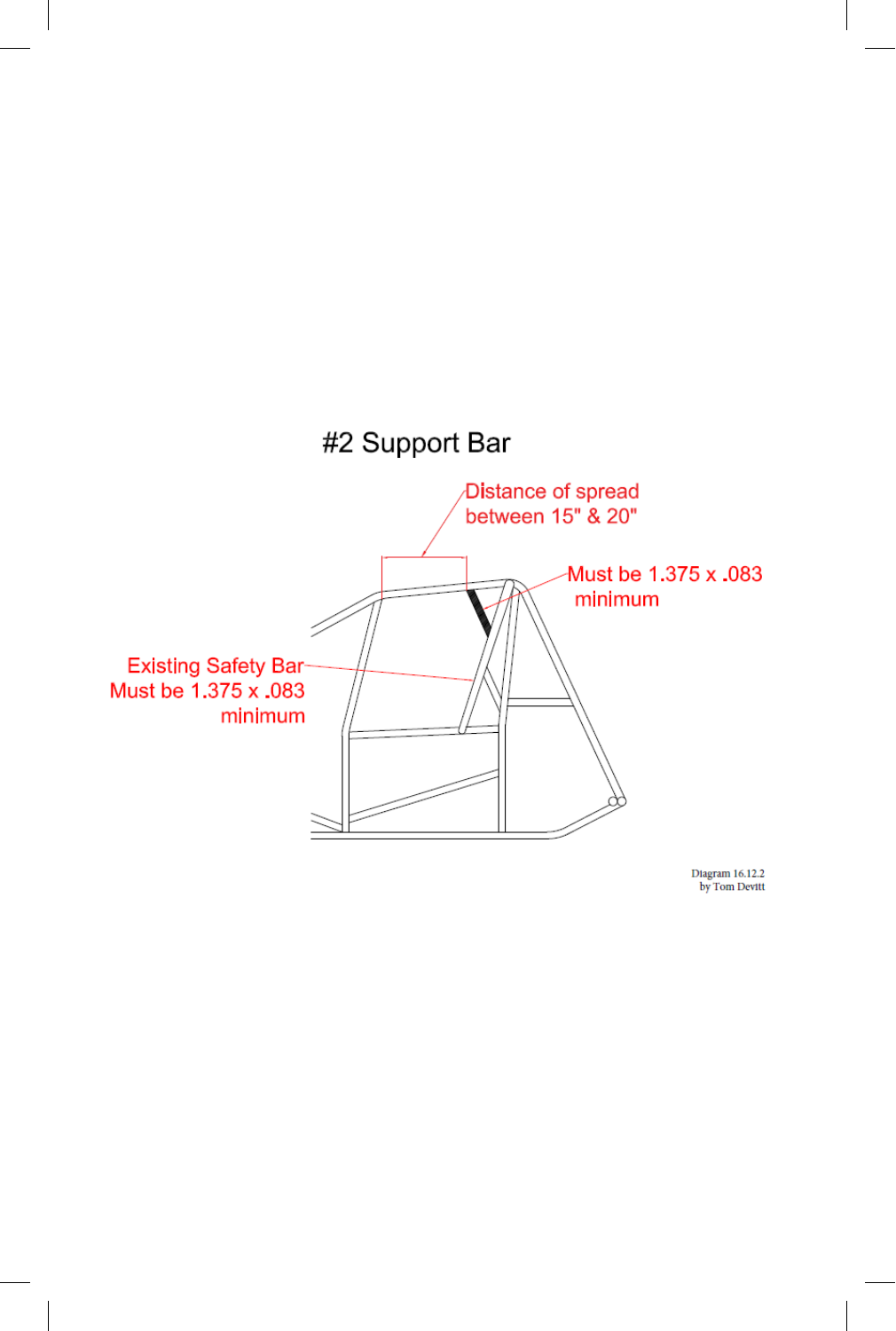## #2 Support Bar

Distance of spread between 15" & 20"

Must be 1.375 x .083 minimum

Existing Safety Bar Must be 1.375 x .083 minimum

Diagram 16.12.2
by Tom Devitt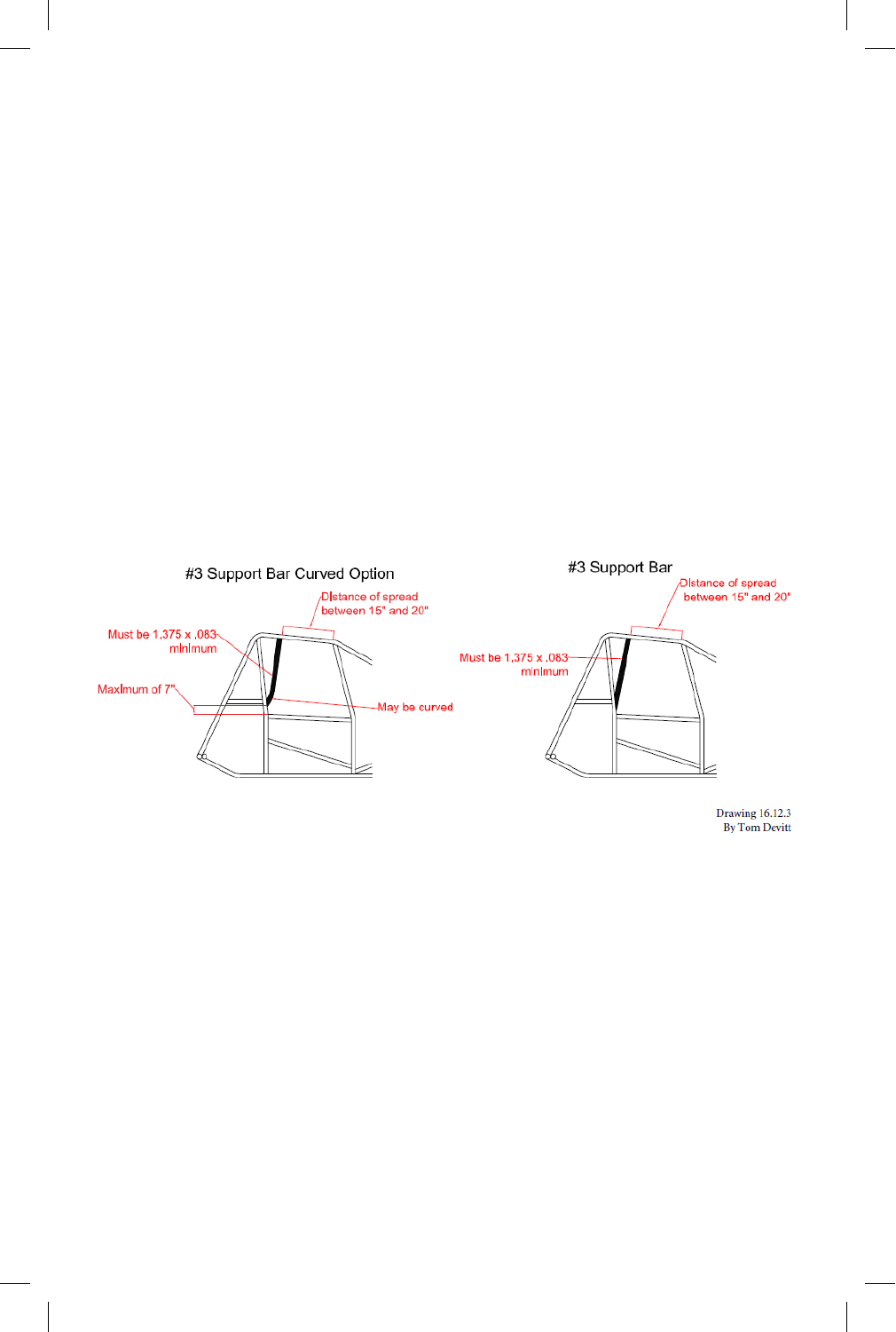#3 Support Bar Curved Option

Distance of spread between 15" and 20"

Must be 1.375 x .083 minimum

Maximum of 7"

May be curved

#3 Support Bar

Distance of spread between 15" and 20"

Must be 1.375 x .083 minimum

Drawing 16.12.3
By Tom Devitt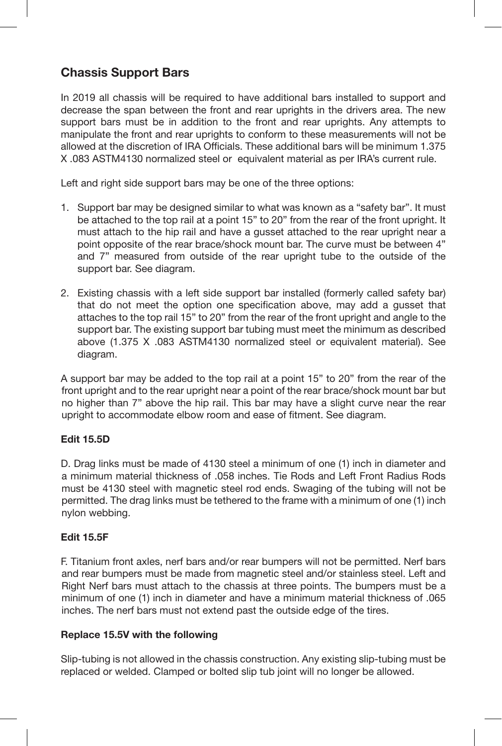## Chassis Support Bars

In 2019 all chassis will be required to have additional bars installed to support and decrease the span between the front and rear uprights in the drivers area. The new support bars must be in addition to the front and rear uprights. Any attempts to manipulate the front and rear uprights to conform to these measurements will not be allowed at the discretion of IRA Officials. These additional bars will be minimum 1.375 X .083 ASTM4130 normalized steel or equivalent material as per IRA's current rule.

Left and right side support bars may be one of the three options:

1. Support bar may be designed similar to what was known as a "safety bar". It must be attached to the top rail at a point 15" to 20" from the rear of the front upright. It must attach to the hip rail and have a gusset attached to the rear upright near a point opposite of the rear brace/shock mount bar. The curve must be between 4" and 7" measured from outside of the rear upright tube to the outside of the support bar. See diagram.
2. Existing chassis with a left side support bar installed (formerly called safety bar) that do not meet the option one specification above, may add a gusset that attaches to the top rail 15" to 20" from the rear of the front upright and angle to the support bar. The existing support bar tubing must meet the minimum as described above (1.375 X .083 ASTM4130 normalized steel or equivalent material). See diagram.

A support bar may be added to the top rail at a point 15" to 20" from the rear of the front upright and to the rear upright near a point of the rear brace/shock mount bar but no higher than 7" above the hip rail. This bar may have a slight curve near the rear upright to accommodate elbow room and ease of fitment. See diagram.

**Edit 15.5D**

D. Drag links must be made of 4130 steel a minimum of one (1) inch in diameter and a minimum material thickness of .058 inches. Tie Rods and Left Front Radius Rods must be 4130 steel with magnetic steel rod ends. Swaging of the tubing will not be permitted. The drag links must be tethered to the frame with a minimum of one (1) inch nylon webbing.

**Edit 15.5F**

F. Titanium front axles, nerf bars and/or rear bumpers will not be permitted. Nerf bars and rear bumpers must be made from magnetic steel and/or stainless steel. Left and Right Nerf bars must attach to the chassis at three points. The bumpers must be a minimum of one (1) inch in diameter and have a minimum material thickness of .065 inches. The nerf bars must not extend past the outside edge of the tires.

**Replace 15.5V with the following**

Slip-tubing is not allowed in the chassis construction. Any existing slip-tubing must be replaced or welded. Clamped or bolted slip tub joint will no longer be allowed.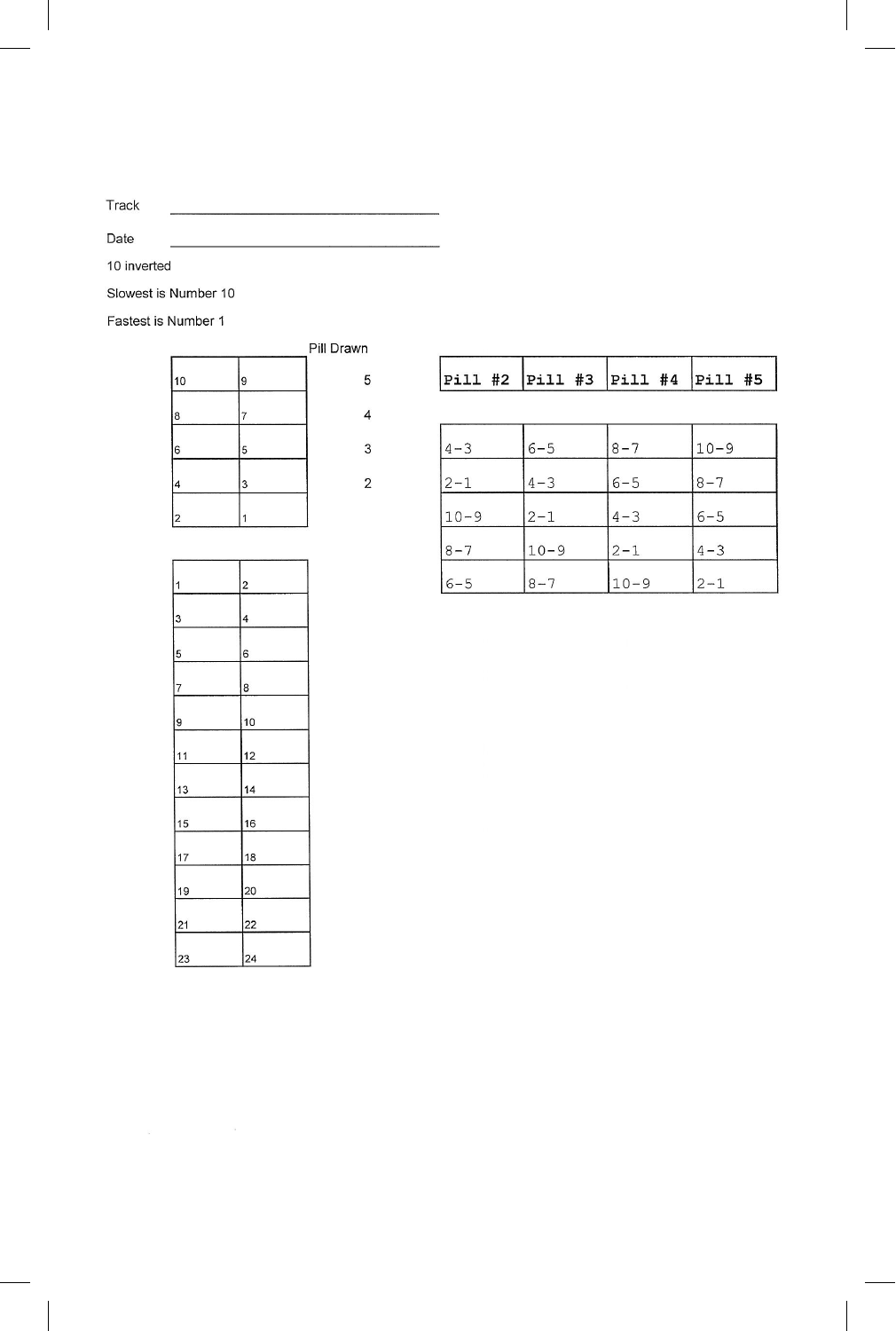Track \_\_\_\_\_\_\_\_\_\_\_\_\_\_\_\_\_\_\_\_\_\_\_\_\_\_\_\_\_\_\_\_\_\_\_\_

Date \_\_\_\_\_\_\_\_\_\_\_\_\_\_\_\_\_\_\_\_\_\_\_\_\_\_\_\_\_\_\_\_\_\_\_\_

10 inverted

Slowest is Number 10

Fastest is Number 1

| | | Pill Drawn |
|---|---|---|
| 10 | 9 | 5 |
| 8 | 7 | 4 |
| 6 | 5 | 3 |
| 4 | 3 | 2 |
| 2 | 1 | |

| Pill #2 | Pill #3 | Pill #4 | Pill #5 |
|---|---|---|---|
| 4-3 | 6-5 | 8-7 | 10-9 |
| 2-1 | 4-3 | 6-5 | 8-7 |
| 10-9 | 2-1 | 4-3 | 6-5 |
| 8-7 | 10-9 | 2-1 | 4-3 |
| 6-5 | 8-7 | 10-9 | 2-1 |

| | |
|---|---|
| 1 | 2 |
| 3 | 4 |
| 5 | 6 |
| 7 | 8 |
| 9 | 10 |
| 11 | 12 |
| 13 | 14 |
| 15 | 16 |
| 17 | 18 |
| 19 | 20 |
| 21 | 22 |
| 23 | 24 |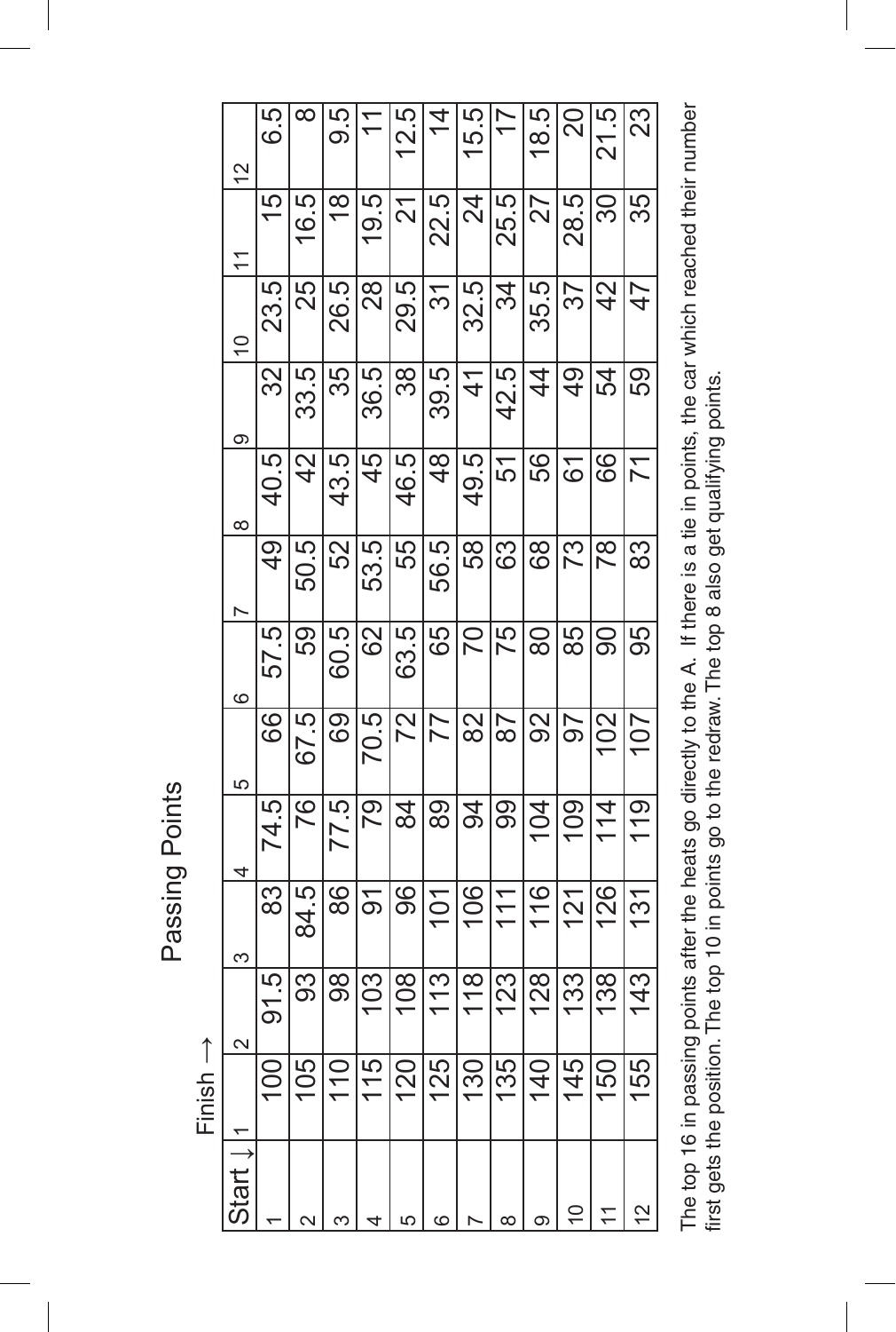# Passing Points

| Start ↓ / Finish → | 1 | 2 | 3 | 4 | 5 | 6 | 7 | 8 | 9 | 10 | 11 | 12 |
|---|---|---|---|---|---|---|---|---|---|---|---|---|
| 1 | 100 | 91.5 | 83 | 74.5 | 66 | 57.5 | 49 | 40.5 | 32 | 23.5 | 15 | 6.5 |
| 2 | 105 | 93 | 84.5 | 76 | 67.5 | 59 | 50.5 | 42 | 33.5 | 25 | 16.5 | 8 |
| 3 | 110 | 98 | 86 | 77.5 | 69 | 60.5 | 52 | 43.5 | 35 | 26.5 | 18 | 9.5 |
| 4 | 115 | 103 | 91 | 79 | 70.5 | 62 | 53.5 | 45 | 36.5 | 28 | 19.5 | 11 |
| 5 | 120 | 108 | 96 | 84 | 72 | 63.5 | 55 | 46.5 | 38 | 29.5 | 21 | 12.5 |
| 6 | 125 | 113 | 101 | 89 | 77 | 65 | 56.5 | 48 | 39.5 | 31 | 22.5 | 14 |
| 7 | 130 | 118 | 106 | 94 | 82 | 70 | 58 | 49.5 | 41 | 32.5 | 24 | 15.5 |
| 8 | 135 | 123 | 111 | 99 | 87 | 75 | 63 | 51 | 42.5 | 34 | 25.5 | 17 |
| 9 | 140 | 128 | 116 | 104 | 92 | 80 | 68 | 56 | 44 | 35.5 | 27 | 18.5 |
| 10 | 145 | 133 | 121 | 109 | 97 | 85 | 73 | 61 | 49 | 37 | 28.5 | 20 |
| 11 | 150 | 138 | 126 | 114 | 102 | 90 | 78 | 66 | 54 | 42 | 30 | 21.5 |
| 12 | 155 | 143 | 131 | 119 | 107 | 95 | 83 | 71 | 59 | 47 | 35 | 23 |

The top 16 in passing points after the heats go directly to the A. If there is a tie in points, the car which reached their number first gets the position. The top 10 in points go to the redraw. The top 8 also get qualifying points.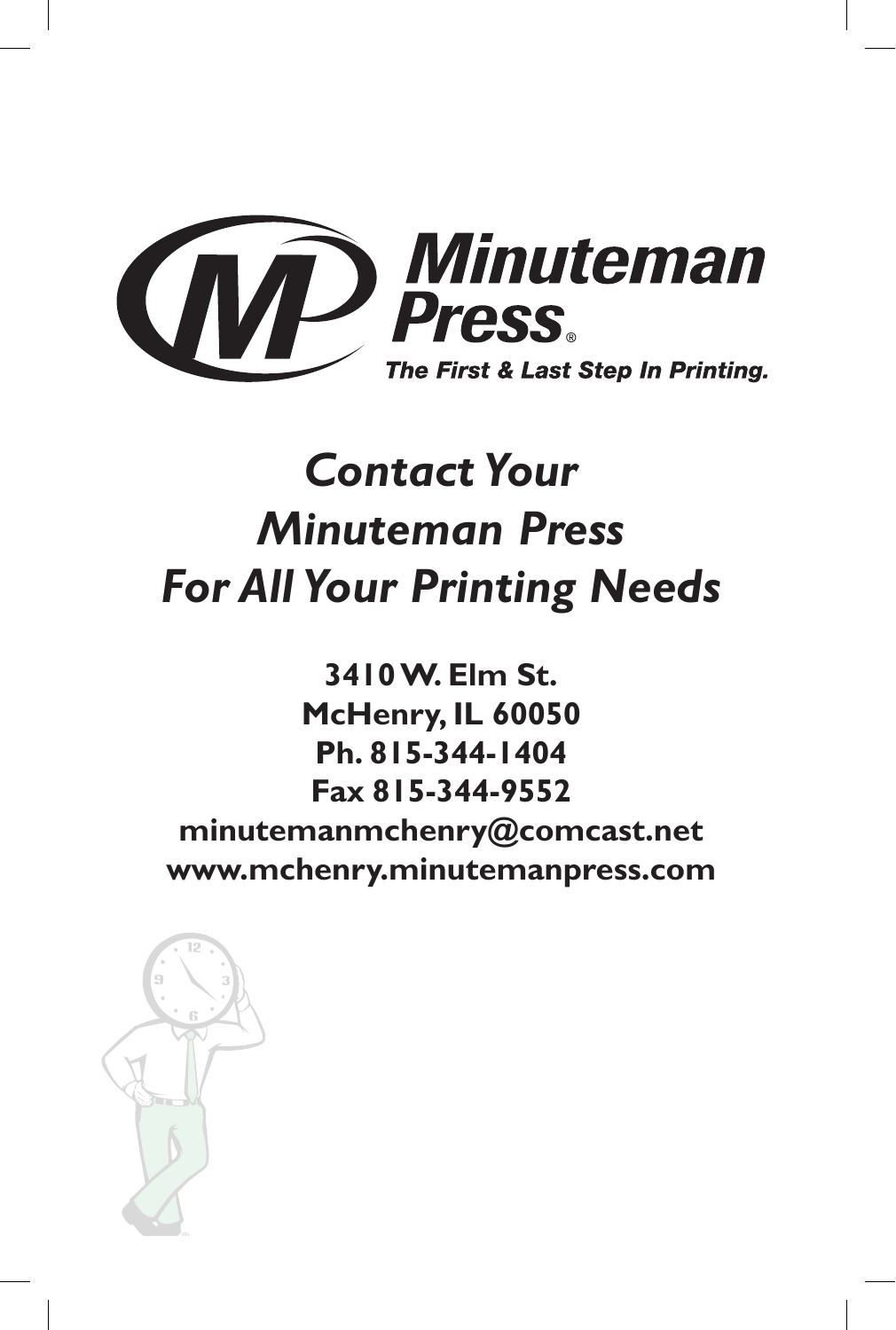Minuteman Press®

The First & Last Step In Printing.

# *Contact Your Minuteman Press For All Your Printing Needs*

**3410 W. Elm St.**
**McHenry, IL 60050**
**Ph. 815-344-1404**
**Fax 815-344-9552**
**minutemanmchenry@comcast.net**
**www.mchenry.minutemanpress.com**